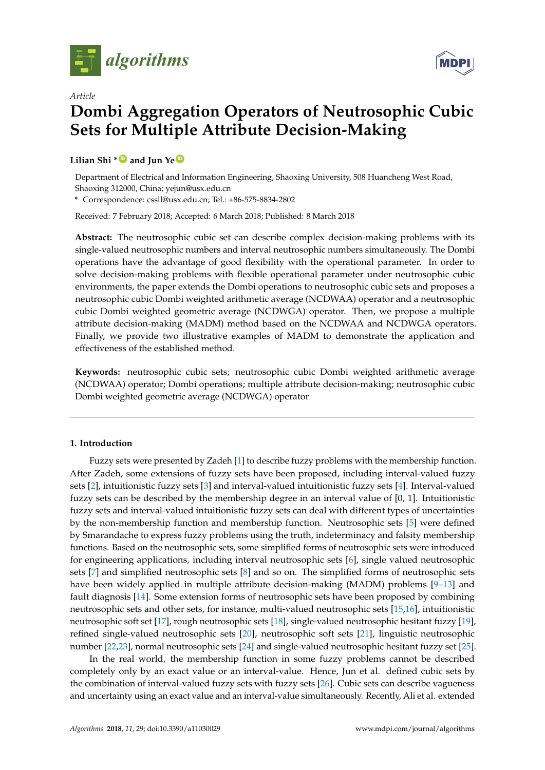*Article*

# Dombi Aggregation Operators of Neutrosophic Cubic Sets for Multiple Attribute Decision-Making

**Lilian Shi \* and Jun Ye**

Department of Electrical and Information Engineering, Shaoxing University, 508 Huancheng West Road, Shaoxing 312000, China; yejun@usx.edu.cn

\* Correspondence: cssll@usx.edu.cn; Tel.: +86-575-8834-2802

Received: 7 February 2018; Accepted: 6 March 2018; Published: 8 March 2018

**Abstract:** The neutrosophic cubic set can describe complex decision-making problems with its single-valued neutrosophic numbers and interval neutrosophic numbers simultaneously. The Dombi operations have the advantage of good flexibility with the operational parameter. In order to solve decision-making problems with flexible operational parameter under neutrosophic cubic environments, the paper extends the Dombi operations to neutrosophic cubic sets and proposes a neutrosophic cubic Dombi weighted arithmetic average (NCDWAA) operator and a neutrosophic cubic Dombi weighted geometric average (NCDWGA) operator. Then, we propose a multiple attribute decision-making (MADM) method based on the NCDWAA and NCDWGA operators. Finally, we provide two illustrative examples of MADM to demonstrate the application and effectiveness of the established method.

**Keywords:** neutrosophic cubic sets; neutrosophic cubic Dombi weighted arithmetic average (NCDWAA) operator; Dombi operations; multiple attribute decision-making; neutrosophic cubic Dombi weighted geometric average (NCDWGA) operator

## 1. Introduction

Fuzzy sets were presented by Zadeh [1] to describe fuzzy problems with the membership function. After Zadeh, some extensions of fuzzy sets have been proposed, including interval-valued fuzzy sets [2], intuitionistic fuzzy sets [3] and interval-valued intuitionistic fuzzy sets [4]. Interval-valued fuzzy sets can be described by the membership degree in an interval value of [0, 1]. Intuitionistic fuzzy sets and interval-valued intuitionistic fuzzy sets can deal with different types of uncertainties by the non-membership function and membership function. Neutrosophic sets [5] were defined by Smarandache to express fuzzy problems using the truth, indeterminacy and falsity membership functions. Based on the neutrosophic sets, some simplified forms of neutrosophic sets were introduced for engineering applications, including interval neutrosophic sets [6], single valued neutrosophic sets [7] and simplified neutrosophic sets [8] and so on. The simplified forms of neutrosophic sets have been widely applied in multiple attribute decision-making (MADM) problems [9–13] and fault diagnosis [14]. Some extension forms of neutrosophic sets have been proposed by combining neutrosophic sets and other sets, for instance, multi-valued neutrosophic sets [15,16], intuitionistic neutrosophic soft set [17], rough neutrosophic sets [18], single-valued neutrosophic hesitant fuzzy [19], refined single-valued neutrosophic sets [20], neutrosophic soft sets [21], linguistic neutrosophic number [22,23], normal neutrosophic sets [24] and single-valued neutrosophic hesitant fuzzy set [25].

In the real world, the membership function in some fuzzy problems cannot be described completely only by an exact value or an interval-value. Hence, Jun et al. defined cubic sets by the combination of interval-valued fuzzy sets with fuzzy sets [26]. Cubic sets can describe vagueness and uncertainty using an exact value and an interval-value simultaneously. Recently, Ali et al. extended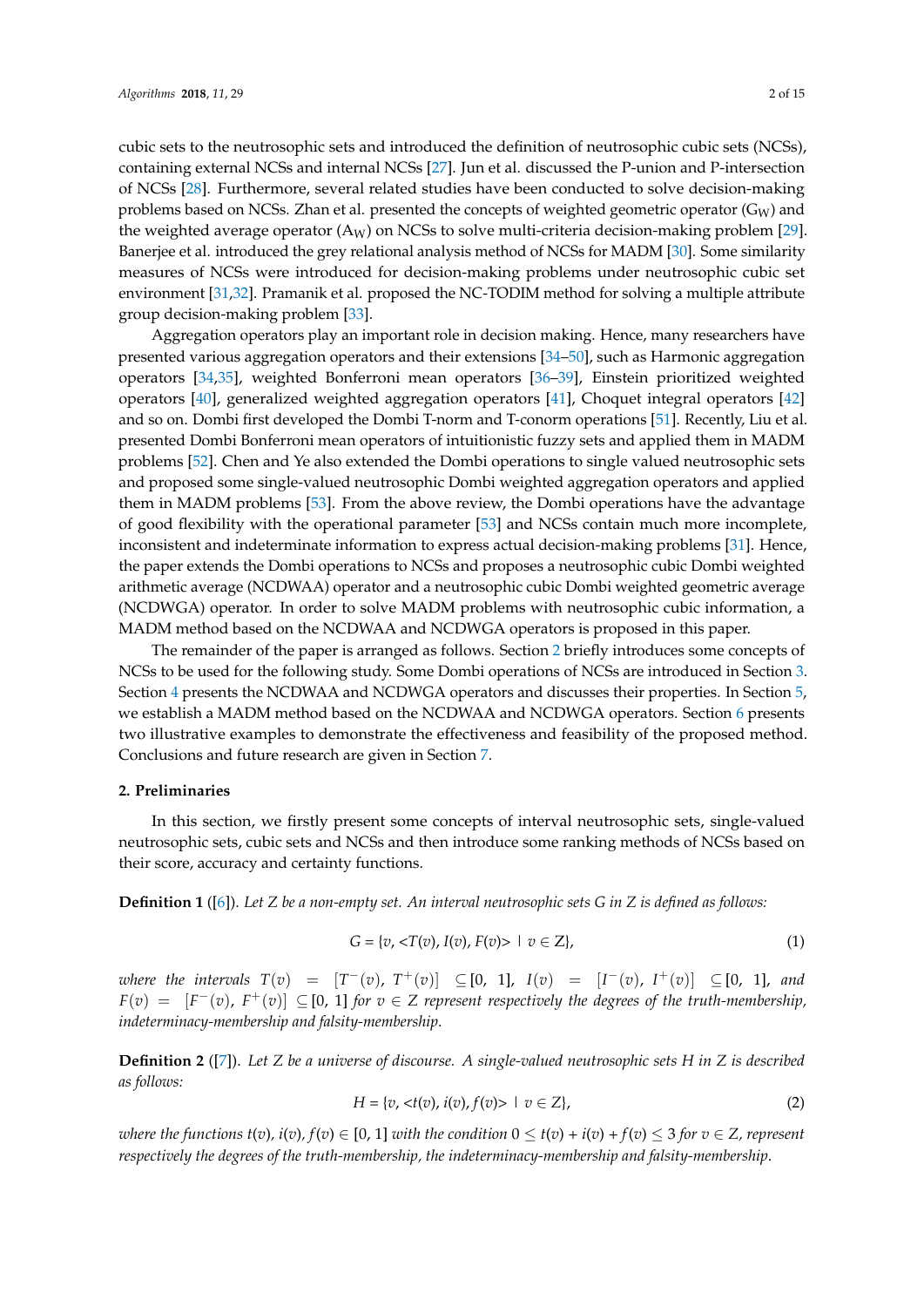cubic sets to the neutrosophic sets and introduced the definition of neutrosophic cubic sets (NCSs), containing external NCSs and internal NCSs [27]. Jun et al. discussed the P-union and P-intersection of NCSs [28]. Furthermore, several related studies have been conducted to solve decision-making problems based on NCSs. Zhan et al. presented the concepts of weighted geometric operator ($G_W$) and the weighted average operator ($A_W$) on NCSs to solve multi-criteria decision-making problem [29]. Banerjee et al. introduced the grey relational analysis method of NCSs for MADM [30]. Some similarity measures of NCSs were introduced for decision-making problems under neutrosophic cubic set environment [31,32]. Pramanik et al. proposed the NC-TODIM method for solving a multiple attribute group decision-making problem [33].

Aggregation operators play an important role in decision making. Hence, many researchers have presented various aggregation operators and their extensions [34–50], such as Harmonic aggregation operators [34,35], weighted Bonferroni mean operators [36–39], Einstein prioritized weighted operators [40], generalized weighted aggregation operators [41], Choquet integral operators [42] and so on. Dombi first developed the Dombi T-norm and T-conorm operations [51]. Recently, Liu et al. presented Dombi Bonferroni mean operators of intuitionistic fuzzy sets and applied them in MADM problems [52]. Chen and Ye also extended the Dombi operations to single valued neutrosophic sets and proposed some single-valued neutrosophic Dombi weighted aggregation operators and applied them in MADM problems [53]. From the above review, the Dombi operations have the advantage of good flexibility with the operational parameter [53] and NCSs contain much more incomplete, inconsistent and indeterminate information to express actual decision-making problems [31]. Hence, the paper extends the Dombi operations to NCSs and proposes a neutrosophic cubic Dombi weighted arithmetic average (NCDWAA) operator and a neutrosophic cubic Dombi weighted geometric average (NCDWGA) operator. In order to solve MADM problems with neutrosophic cubic information, a MADM method based on the NCDWAA and NCDWGA operators is proposed in this paper.

The remainder of the paper is arranged as follows. Section 2 briefly introduces some concepts of NCSs to be used for the following study. Some Dombi operations of NCSs are introduced in Section 3. Section 4 presents the NCDWAA and NCDWGA operators and discusses their properties. In Section 5, we establish a MADM method based on the NCDWAA and NCDWGA operators. Section 6 presents two illustrative examples to demonstrate the effectiveness and feasibility of the proposed method. Conclusions and future research are given in Section 7.

## 2. Preliminaries

In this section, we firstly present some concepts of interval neutrosophic sets, single-valued neutrosophic sets, cubic sets and NCSs and then introduce some ranking methods of NCSs based on their score, accuracy and certainty functions.

**Definition 1** ([6]). *Let $Z$ be a non-empty set. An interval neutrosophic sets $G$ in $Z$ is defined as follows:*

$$G = \{v, <T(v), I(v), F(v)> \mid v \in Z\}, \tag{1}$$

*where the intervals $T(v) = [T^-(v), T^+(v)] \subseteq [0, 1]$, $I(v) = [I^-(v), I^+(v)] \subseteq [0, 1]$, and $F(v) = [F^-(v), F^+(v)] \subseteq [0, 1]$ for $v \in Z$ represent respectively the degrees of the truth-membership, indeterminacy-membership and falsity-membership.*

**Definition 2** ([7]). *Let $Z$ be a universe of discourse. A single-valued neutrosophic sets $H$ in $Z$ is described as follows:*

$$H = \{v, <t(v), i(v), f(v)> \mid v \in Z\}, \tag{2}$$

*where the functions $t(v)$, $i(v)$, $f(v) \in [0, 1]$ with the condition $0 \le t(v) + i(v) + f(v) \le 3$ for $v \in Z$, represent respectively the degrees of the truth-membership, the indeterminacy-membership and falsity-membership.*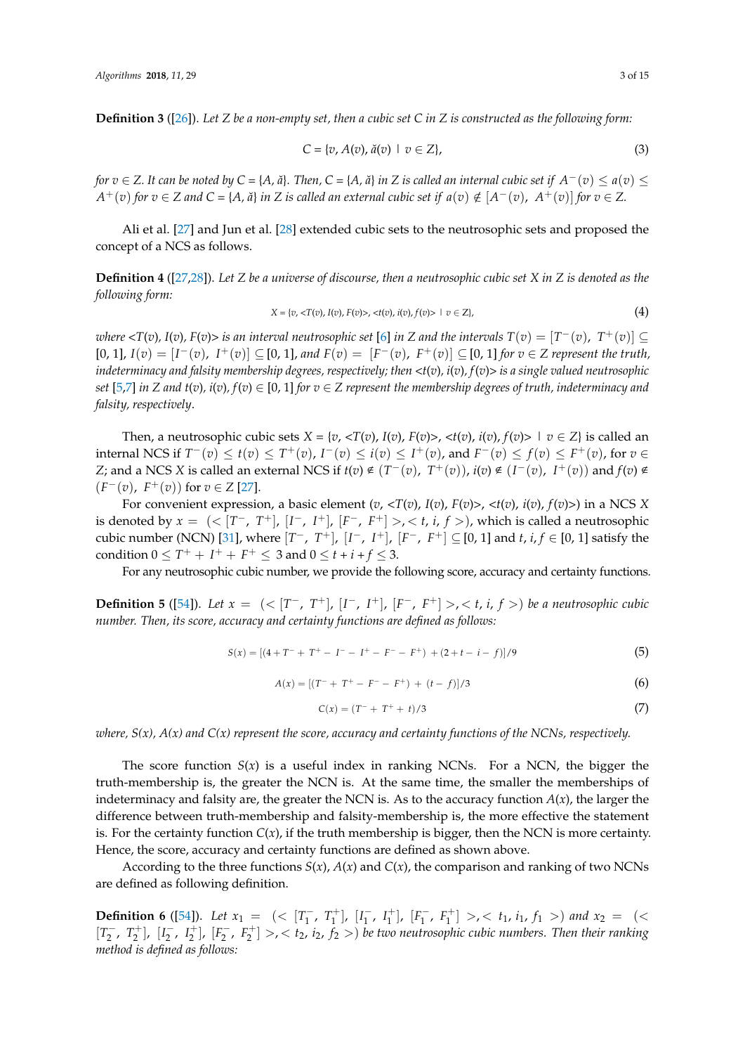**Definition 3** ([26]). *Let Z be a non-empty set, then a cubic set C in Z is constructed as the following form:*

$$C = \{v, A(v), \breve{a}(v) \mid v \in Z\}, \tag{3}$$

*for $v \in Z$. It can be noted by $C = \{A, \breve{a}\}$. Then, $C = \{A, \breve{a}\}$ in Z is called an internal cubic set if $A^-(v) \leq a(v) \leq A^+(v)$ for $v \in Z$ and $C = \{A, \breve{a}\}$ in Z is called an external cubic set if $a(v) \notin [A^-(v),\ A^+(v)]$ for $v \in Z$.*

Ali et al. [27] and Jun et al. [28] extended cubic sets to the neutrosophic sets and proposed the concept of a NCS as follows.

**Definition 4** ([27,28]). *Let Z be a universe of discourse, then a neutrosophic cubic set X in Z is denoted as the following form:*

$$X = \{v, <T(v), I(v), F(v)>, <t(v), i(v), f(v)> \mid v \in Z\}, \tag{4}$$

*where $<T(v), I(v), F(v)>$ is an interval neutrosophic set [6] in Z and the intervals $T(v) = [T^-(v),\ T^+(v)] \subseteq [0, 1]$, $I(v) = [I^-(v),\ I^+(v)] \subseteq [0, 1]$, and $F(v) = [F^-(v),\ F^+(v)] \subseteq [0, 1]$ for $v \in Z$ represent the truth, indeterminacy and falsity membership degrees, respectively; then $<t(v), i(v), f(v)>$ is a single valued neutrosophic set [5,7] in Z and $t(v), i(v), f(v) \in [0, 1]$ for $v \in Z$ represent the membership degrees of truth, indeterminacy and falsity, respectively.*

Then, a neutrosophic cubic sets $X = \{v, <T(v), I(v), F(v)>, <t(v), i(v), f(v)> \mid v \in Z\}$ is called an internal NCS if $T^-(v) \leq t(v) \leq T^+(v)$, $I^-(v) \leq i(v) \leq I^+(v)$, and $F^-(v) \leq f(v) \leq F^+(v)$, for $v \in Z$; and a NCS X is called an external NCS if $t(v) \notin (T^-(v),\ T^+(v))$, $i(v) \notin (I^-(v),\ I^+(v))$ and $f(v) \notin (F^-(v),\ F^+(v))$ for $v \in Z$ [27].

For convenient expression, a basic element $(v, <T(v), I(v), F(v)>, <t(v), i(v), f(v)>)$ in a NCS X is denoted by $x = (<[T^-,\ T^+],\ [I^-,\ I^+],\ [F^-,\ F^+]>, <t,\ i,\ f>)$, which is called a neutrosophic cubic number (NCN) [31], where $[T^-,\ T^+],\ [I^-,\ I^+],\ [F^-,\ F^+] \subseteq [0, 1]$ and $t, i, f \in [0, 1]$ satisfy the condition $0 \leq T^+ + I^+ + F^+ \leq 3$ and $0 \leq t + i + f \leq 3$.

For any neutrosophic cubic number, we provide the following score, accuracy and certainty functions.

**Definition 5** ([54]). *Let $x = (<[T^-,\ T^+],\ [I^-,\ I^+],\ [F^-,\ F^+]>, <t,\ i,\ f>)$ be a neutrosophic cubic number. Then, its score, accuracy and certainty functions are defined as follows:*

$$S(x) = [(4 + T^- + T^+ - I^- - I^+ - F^- - F^+) + (2 + t - i - f)]/9 \tag{5}$$

$$A(x) = [(T^- + T^+ - F^- - F^+) + (t - f)]/3 \tag{6}$$

$$C(x) = (T^- + T^+ + t)/3 \tag{7}$$

*where, $S(x)$, $A(x)$ and $C(x)$ represent the score, accuracy and certainty functions of the NCNs, respectively.*

The score function $S(x)$ is a useful index in ranking NCNs. For a NCN, the bigger the truth-membership is, the greater the NCN is. At the same time, the smaller the memberships of indeterminacy and falsity are, the greater the NCN is. As to the accuracy function $A(x)$, the larger the difference between truth-membership and falsity-membership is, the more effective the statement is. For the certainty function $C(x)$, if the truth membership is bigger, then the NCN is more certainty. Hence, the score, accuracy and certainty functions are defined as shown above.

According to the three functions $S(x)$, $A(x)$ and $C(x)$, the comparison and ranking of two NCNs are defined as following definition.

**Definition 6** ([54]). *Let $x_1 = (<[T_1^-,\ T_1^+],\ [I_1^-,\ I_1^+],\ [F_1^-,\ F_1^+]>, <t_1,\ i_1,\ f_1>)$ and $x_2 = (<[T_2^-,\ T_2^+],\ [I_2^-,\ I_2^+],\ [F_2^-,\ F_2^+]>, <t_2,\ i_2,\ f_2>)$ be two neutrosophic cubic numbers. Then their ranking method is defined as follows:*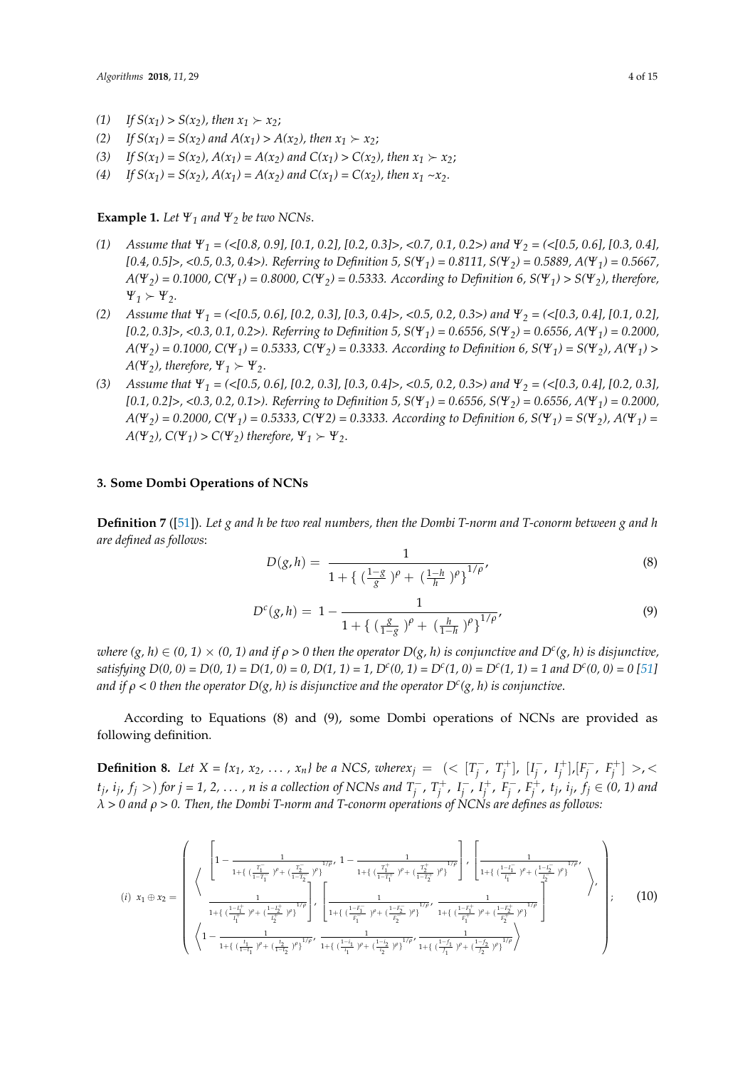(1) If $S(x_1) > S(x_2)$, then $x_1 \succ x_2$;
(2) If $S(x_1) = S(x_2)$ and $A(x_1) > A(x_2)$, then $x_1 \succ x_2$;
(3) If $S(x_1) = S(x_2)$, $A(x_1) = A(x_2)$ and $C(x_1) > C(x_2)$, then $x_1 \succ x_2$;
(4) If $S(x_1) = S(x_2)$, $A(x_1) = A(x_2)$ and $C(x_1) = C(x_2)$, then $x_1 \sim x_2$.

**Example 1.** *Let $\Psi_1$ and $\Psi_2$ be two NCNs.*

(1) *Assume that $\Psi_1$ = (<[0.8, 0.9], [0.1, 0.2], [0.2, 0.3]>, <0.7, 0.1, 0.2>) and $\Psi_2$ = (<[0.5, 0.6], [0.3, 0.4], [0.4, 0.5]>, <0.5, 0.3, 0.4>). Referring to Definition 5, $S(\Psi_1) = 0.8111$, $S(\Psi_2) = 0.5889$, $A(\Psi_1) = 0.5667$, $A(\Psi_2) = 0.1000$, $C(\Psi_1) = 0.8000$, $C(\Psi_2) = 0.5333$. According to Definition 6, $S(\Psi_1) > S(\Psi_2)$, therefore, $\Psi_1 \succ \Psi_2$.*

(2) *Assume that $\Psi_1$ = (<[0.5, 0.6], [0.2, 0.3], [0.3, 0.4]>, <0.5, 0.2, 0.3>) and $\Psi_2$ = (<[0.3, 0.4], [0.1, 0.2], [0.2, 0.3]>, <0.3, 0.1, 0.2>). Referring to Definition 5, $S(\Psi_1) = 0.6556$, $S(\Psi_2) = 0.6556$, $A(\Psi_1) = 0.2000$, $A(\Psi_2) = 0.1000$, $C(\Psi_1) = 0.5333$, $C(\Psi_2) = 0.3333$. According to Definition 6, $S(\Psi_1) = S(\Psi_2)$, $A(\Psi_1) > A(\Psi_2)$, therefore, $\Psi_1 \succ \Psi_2$.*

(3) *Assume that $\Psi_1$ = (<[0.5, 0.6], [0.2, 0.3], [0.3, 0.4]>, <0.5, 0.2, 0.3>) and $\Psi_2$ = (<[0.3, 0.4], [0.2, 0.3], [0.1, 0.2]>, <0.3, 0.2, 0.1>). Referring to Definition 5, $S(\Psi_1) = 0.6556$, $S(\Psi_2) = 0.6556$, $A(\Psi_1) = 0.2000$, $A(\Psi_2) = 0.2000$, $C(\Psi_1) = 0.5333$, $C(\Psi2) = 0.3333$. According to Definition 6, $S(\Psi_1) = S(\Psi_2)$, $A(\Psi_1) = A(\Psi_2)$, $C(\Psi_1) > C(\Psi_2)$ therefore, $\Psi_1 \succ \Psi_2$.*

## 3. Some Dombi Operations of NCNs

**Definition 7** ([51]). *Let g and h be two real numbers, then the Dombi T-norm and T-conorm between g and h are defined as follows*:

$$D(g,h) = \frac{1}{1+\left\{ \left(\frac{1-g}{g}\right)^{\rho} + \left(\frac{1-h}{h}\right)^{\rho} \right\}^{1/\rho}}, \tag{8}$$

$$D^c(g,h) = 1 - \frac{1}{1+\left\{ \left(\frac{g}{1-g}\right)^{\rho} + \left(\frac{h}{1-h}\right)^{\rho} \right\}^{1/\rho}}, \tag{9}$$

*where $(g, h) \in (0, 1) \times (0, 1)$ and if $\rho > 0$ then the operator $D(g, h)$ is conjunctive and $D^c(g, h)$ is disjunctive, satisfying $D(0, 0) = D(0, 1) = D(1, 0) = 0$, $D(1, 1) = 1$, $D^c(0, 1) = D^c(1, 0) = D^c(1, 1) = 1$ and $D^c(0, 0) = 0$ [51] and if $\rho < 0$ then the operator $D(g, h)$ is disjunctive and the operator $D^c(g, h)$ is conjunctive.*

According to Equations (8) and (9), some Dombi operations of NCNs are provided as following definition.

**Definition 8.** *Let X = {$x_1$, $x_2$, ..., $x_n$} be a NCS, where $x_j = (<[T_j^-, T_j^+], [I_j^-, I_j^+], [F_j^-, F_j^+]>, <t_j, i_j, f_j>)$ for j = 1, 2, ..., n is a collection of NCNs and $T_j^-, T_j^+, I_j^-, I_j^+, F_j^-, F_j^+, t_j, i_j, f_j \in (0, 1)$ and $\lambda > 0$ and $\rho > 0$. Then, the Dombi T-norm and T-conorm operations of NCNs are defines as follows:*

$$(i)\ x_1 \oplus x_2 = \left( \begin{array}{l} \left\langle \begin{array}{l} \left[ 1 - \frac{1}{1+\left\{ \left(\frac{T_1^-}{1-T_1^-}\right)^{\rho} + \left(\frac{T_2^-}{1-T_2^-}\right)^{\rho} \right\}^{1/\rho}},\ 1 - \frac{1}{1+\left\{ \left(\frac{T_1^+}{1-T_1^+}\right)^{\rho} + \left(\frac{T_2^+}{1-T_2^+}\right)^{\rho} \right\}^{1/\rho}} \right], \left[ \frac{1}{1+\left\{ \left(\frac{1-I_1^-}{I_1^-}\right)^{\rho} + \left(\frac{1-I_2^-}{I_2^-}\right)^{\rho} \right\}^{1/\rho}}, \right. \\ \left. \frac{1}{1+\left\{ \left(\frac{1-I_1^+}{I_1^+}\right)^{\rho} + \left(\frac{1-I_2^+}{I_2^+}\right)^{\rho} \right\}^{1/\rho}} \right], \left[ \frac{1}{1+\left\{ \left(\frac{1-F_1^-}{F_1^-}\right)^{\rho} + \left(\frac{1-F_2^-}{F_2^-}\right)^{\rho} \right\}^{1/\rho}},\ \frac{1}{1+\left\{ \left(\frac{1-F_1^+}{F_1^+}\right)^{\rho} + \left(\frac{1-F_2^+}{F_2^+}\right)^{\rho} \right\}^{1/\rho}} \right] \end{array} \right\rangle, \\ \left\langle 1 - \frac{1}{1+\left\{ \left(\frac{t_1}{1-t_1}\right)^{\rho} + \left(\frac{t_2}{1-t_2}\right)^{\rho} \right\}^{1/\rho}},\ \frac{1}{1+\left\{ \left(\frac{1-i_1}{i_1}\right)^{\rho} + \left(\frac{1-i_2}{i_2}\right)^{\rho} \right\}^{1/\rho}},\ \frac{1}{1+\left\{ \left(\frac{1-f_1}{f_1}\right)^{\rho} + \left(\frac{1-f_2}{f_2}\right)^{\rho} \right\}^{1/\rho}} \right\rangle \end{array} \right); \tag{10}$$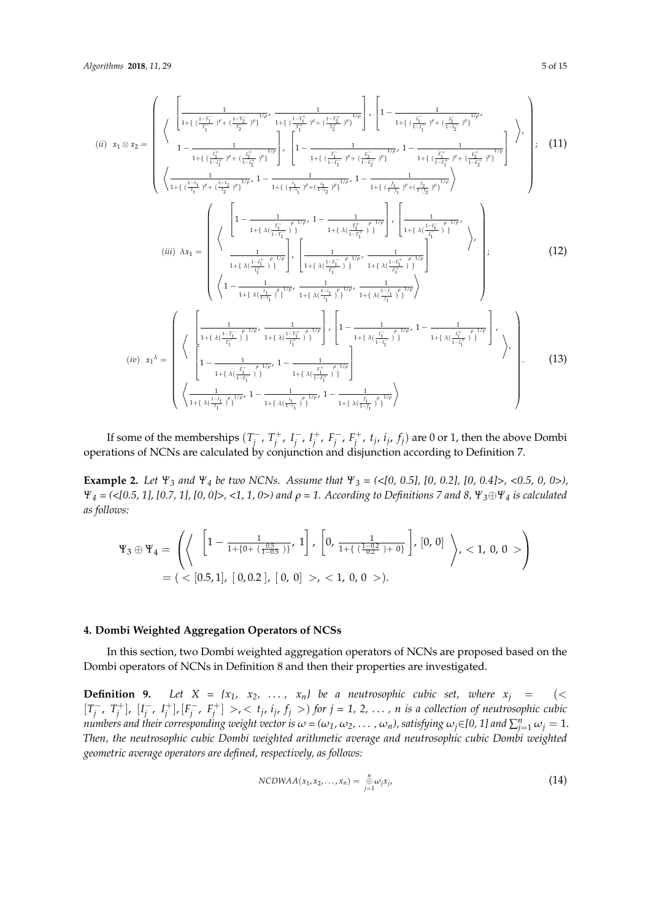$$
(ii)\;\; x_1 \otimes x_2 = \left( \begin{array}{c} \left\langle \begin{array}{c} \left[ \frac{1}{1+\left\{ \left(\frac{1-T_1^-}{T_1^-}\right)^\rho + \left(\frac{1-T_2^-}{T_2^-}\right)^\rho \right\}^{1/\rho}},\; \frac{1}{1+\left\{ \left(\frac{1-T_1^+}{T_1^+}\right)^\rho + \left(\frac{1-T_2^+}{T_2^+}\right)^\rho \right\}^{1/\rho}} \right],\; \left[ 1-\frac{1}{1+\left\{ \left(\frac{I_1^-}{1-I_1^-}\right)^\rho + \left(\frac{I_2^-}{1-I_2^-}\right)^\rho \right\}^{1/\rho}}, \right. \\ \left. 1-\frac{1}{1+\left\{ \left(\frac{I_1^+}{1-I_1^+}\right)^\rho + \left(\frac{I_2^+}{1-I_2^+}\right)^\rho \right\}^{1/\rho}} \right],\; \left[ 1-\frac{1}{1+\left\{ \left(\frac{F_1^-}{1-F_1^-}\right)^\rho + \left(\frac{F_2^-}{1-F_2^-}\right)^\rho \right\}^{1/\rho}},\; 1-\frac{1}{1+\left\{ \left(\frac{F_1^+}{1-F_1^+}\right)^\rho + \left(\frac{F_2^+}{1-F_2^+}\right)^\rho \right\}^{1/\rho}} \right] \end{array} \right\rangle, \\ \left\langle \frac{1}{1+\left\{ \left(\frac{1-t_1}{t_1}\right)^\rho + \left(\frac{1-t_2}{t_2}\right)^\rho \right\}^{1/\rho}},\; 1-\frac{1}{1+\left\{ \left(\frac{i_1}{1-i_1}\right)^\rho + \left(\frac{i_2}{1-i_2}\right)^\rho \right\}^{1/\rho}},\; 1-\frac{1}{1+\left\{ \left(\frac{f_1}{1-f_1}\right)^\rho + \left(\frac{f_2}{1-f_2}\right)^\rho \right\}^{1/\rho}} \right\rangle \end{array} \right); \quad (11)
$$

$$
(iii)\;\; \lambda x_1 = \left( \begin{array}{c} \left\langle \begin{array}{c} \left[ 1-\frac{1}{1+\left\{ \lambda\left(\frac{T_1^-}{1-T_1^-}\right)^\rho \right\}^{1/\rho}},\; 1-\frac{1}{1+\left\{ \lambda\left(\frac{T_1^+}{1-T_1^+}\right)^\rho \right\}^{1/\rho}} \right],\; \left[ \frac{1}{1+\left\{ \lambda\left(\frac{1-I_1^-}{I_1^-}\right)^\rho \right\}^{1/\rho}}, \right. \\ \left. \frac{1}{1+\left\{ \lambda\left(\frac{1-I_1^+}{I_1^+}\right)^\rho \right\}^{1/\rho}} \right],\; \left[ \frac{1}{1+\left\{ \lambda\left(\frac{1-F_1^-}{F_1^-}\right)^\rho \right\}^{1/\rho}},\; \frac{1}{1+\left\{ \lambda\left(\frac{1-F_1^+}{F_1^+}\right)^\rho \right\}^{1/\rho}} \right] \end{array} \right\rangle, \\ \left\langle 1-\frac{1}{1+\left\{ \lambda\left(\frac{t_1}{1-t_1}\right)^\rho \right\}^{1/\rho}},\; \frac{1}{1+\left\{ \lambda\left(\frac{1-i_1}{i_1}\right)^\rho \right\}^{1/\rho}},\; \frac{1}{1+\left\{ \lambda\left(\frac{1-f_1}{f_1}\right)^\rho \right\}^{1/\rho}} \right\rangle \end{array} \right); \quad (12)
$$

$$
(iv)\;\; x_1^{\lambda} = \left( \begin{array}{c} \left\langle \begin{array}{c} \left[ \frac{1}{1+\left\{ \lambda\left(\frac{1-T_1^-}{T_1^-}\right)^\rho \right\}^{1/\rho}},\; \frac{1}{1+\left\{ \lambda\left(\frac{1-T_1^+}{T_1^+}\right)^\rho \right\}^{1/\rho}} \right],\; \left[ 1-\frac{1}{1+\left\{ \lambda\left(\frac{I_1^-}{1-I_1^-}\right)^\rho \right\}^{1/\rho}},\; 1-\frac{1}{1+\left\{ \lambda\left(\frac{I_1^+}{1-I_1^+}\right)^\rho \right\}^{1/\rho}} \right], \\ \left[ 1-\frac{1}{1+\left\{ \lambda\left(\frac{F_1^-}{1-F_1^-}\right)^\rho \right\}^{1/\rho}},\; 1-\frac{1}{1+\left\{ \lambda\left(\frac{F_1^+}{1-F_1^+}\right)^\rho \right\}^{1/\rho}} \right] \end{array} \right\rangle, \\ \left\langle \frac{1}{1+\left\{ \lambda\left(\frac{1-t_1}{t_1}\right)^\rho \right\}^{1/\rho}},\; 1-\frac{1}{1+\left\{ \lambda\left(\frac{i_1}{1-i_1}\right)^\rho \right\}^{1/\rho}},\; 1-\frac{1}{1+\left\{ \lambda\left(\frac{f_1}{1-f_1}\right)^\rho \right\}^{1/\rho}} \right\rangle \end{array} \right). \quad (13)
$$

If some of the memberships $(T_j^-, T_j^+, I_j^-, I_j^+, F_j^-, F_j^+, t_j, i_j, f_j)$ are 0 or 1, then the above Dombi operations of NCNs are calculated by conjunction and disjunction according to Definition 7.

**Example 2.** *Let $\Psi_3$ and $\Psi_4$ be two NCNs. Assume that $\Psi_3$ = (<[0, 0.5], [0, 0.2], [0, 0.4]>, <0.5, 0, 0>), $\Psi_4$ = (<[0.5, 1], [0.7, 1], [0, 0]>, <1, 1, 0>) and $\rho$ = 1. According to Definitions 7 and 8, $\Psi_3 \oplus \Psi_4$ is calculated as follows:*

$$
\Psi_3 \oplus \Psi_4 = \left( \left\langle \left[ 1-\frac{1}{1+\{0+\left(\frac{0.5}{1-0.5}\right)\}},\; 1 \right],\; \left[ 0,\; \frac{1}{1+\{\left(\frac{1-0.2}{0.2}\right)+0\}} \right],\; [0,\, 0] \right\rangle, <1,\, 0,\, 0> \right)
$$
$$
= (<[0.5, 1],\; [0, 0.2],\; [0,\, 0]>,\; <1,\, 0,\, 0>).
$$

## 4. Dombi Weighted Aggregation Operators of NCSs

In this section, two Dombi weighted aggregation operators of NCNs are proposed based on the Dombi operators of NCNs in Definition 8 and then their properties are investigated.

**Definition 9.** *Let $X = \{x_1, x_2, \ldots, x_n\}$ be a neutrosophic cubic set, where $x_j = (<[T_j^-, T_j^+], [I_j^-, I_j^+], [F_j^-, F_j^+]>, <t_j, i_j, f_j>)$ for $j = 1, 2, \ldots, n$ is a collection of neutrosophic cubic numbers and their corresponding weight vector is $\omega = (\omega_1, \omega_2, \ldots, \omega_n)$, satisfying $\omega_j \in [0, 1]$ and $\sum_{j=1}^{n} \omega_j = 1$. Then, the neutrosophic cubic Dombi weighted arithmetic average and neutrosophic cubic Dombi weighted geometric average operators are defined, respectively, as follows:*

$$
NCDWAA(x_1, x_2, \ldots, x_n) = \mathop{\oplus}_{j=1}^{n} \omega_j x_j, \quad (14)
$$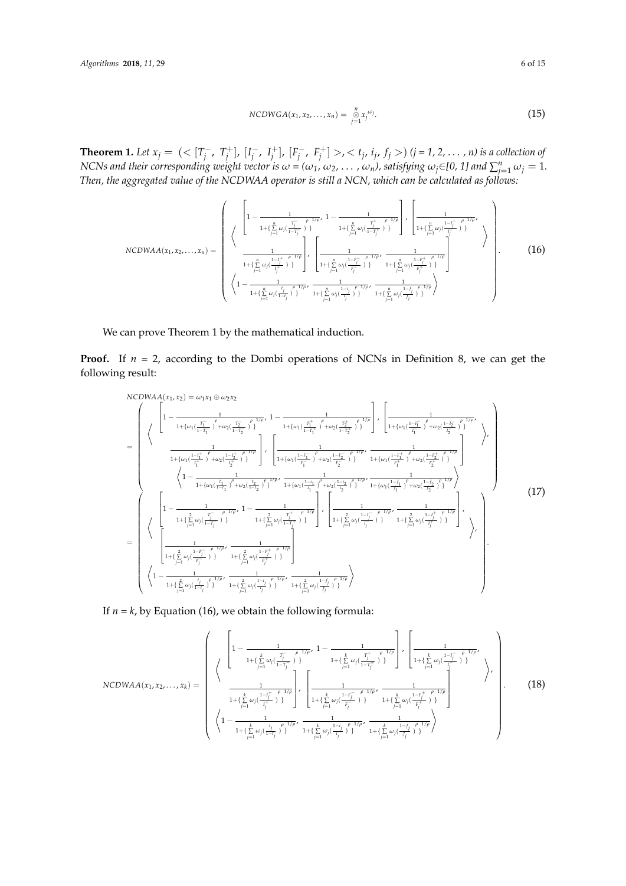$$NCDWGA(x_1, x_2, \ldots, x_n) = \underset{j=1}{\overset{n}{\otimes}} x_j^{\omega_j}. \tag{15}$$

**Theorem 1.** *Let $x_j = (<[T_j^-, T_j^+], [I_j^-, I_j^+], [F_j^-, F_j^+]>, <t_j, i_j, f_j>)$ (j = 1, 2, ... , n) is a collection of NCNs and their corresponding weight vector is $\omega = (\omega_1, \omega_2, \ldots, \omega_n)$, satisfying $\omega_j \in [0, 1]$ and $\sum_{j=1}^{n} \omega_j = 1$. Then, the aggregated value of the NCDWAA operator is still a NCN, which can be calculated as follows:*

$$NCDWAA(x_1, x_2, \ldots, x_n) = \left( \begin{array}{c} \left\langle \begin{array}{c} \left[ 1 - \frac{1}{1+\{\sum_{j=1}^{n} \omega_j (\frac{T_j^-}{1-T_j^-})^\rho\}^{1/\rho}}, 1 - \frac{1}{1+\{\sum_{j=1}^{n} \omega_j (\frac{T_j^+}{1-T_j^+})^\rho\}^{1/\rho}} \right], \left[ \frac{1}{1+\{\sum_{j=1}^{n} \omega_j (\frac{1-I_j^-}{I_j^-})^\rho\}^{1/\rho}}, \right. \\ \left. \frac{1}{1+\{\sum_{j=1}^{n} \omega_j (\frac{1-I_j^+}{I_j^+})^\rho\}^{1/\rho}} \right], \left[ \frac{1}{1+\{\sum_{j=1}^{n} \omega_j (\frac{1-F_j^-}{F_j^-})^\rho\}^{1/\rho}}, \frac{1}{1+\{\sum_{j=1}^{n} \omega_j (\frac{1-F_j^+}{F_j^+})^\rho\}^{1/\rho}} \right] \end{array} \right\rangle, \\ \left\langle 1 - \frac{1}{1+\{\sum_{j=1}^{n} \omega_j (\frac{t_j}{1-t_j})^\rho\}^{1/\rho}}, \frac{1}{1+\{\sum_{j=1}^{n} \omega_j (\frac{1-i_j}{i_j})^\rho\}^{1/\rho}}, \frac{1}{1+\{\sum_{j=1}^{n} \omega_j (\frac{1-f_j}{f_j})^\rho\}^{1/\rho}} \right\rangle \end{array} \right). \tag{16}$$

We can prove Theorem 1 by the mathematical induction.

**Proof.** If $n = 2$, according to the Dombi operations of NCNs in Definition 8, we can get the following result:

$$\begin{aligned} & NCDWAA(x_1, x_2) = \omega_1 x_1 \oplus \omega_2 x_2 \\ & = \left( \begin{array}{c} \left\langle \begin{array}{c} \left[ 1 - \frac{1}{1+\{\omega_1(\frac{T_1^-}{1-T_1^-})^\rho + \omega_2(\frac{T_2^-}{1-T_2^-})^\rho\}^{1/\rho}}, 1 - \frac{1}{1+\{\omega_1(\frac{T_1^+}{1-T_1^+})^\rho + \omega_2(\frac{T_2^+}{1-T_2^+})^\rho\}^{1/\rho}} \right], \left[ \frac{1}{1+\{\omega_1(\frac{1-I_1^-}{I_1^-})^\rho + \omega_2(\frac{1-I_2^-}{I_2^-})^\rho\}^{1/\rho}}, \right. \\ \left. \frac{1}{1+\{\omega_1(\frac{1-I_1^+}{I_1^+})^\rho + \omega_2(\frac{1-I_2^+}{I_2^+})^\rho\}^{1/\rho}} \right], \left[ \frac{1}{1+\{\omega_1(\frac{1-F_1^-}{F_1^-})^\rho + \omega_2(\frac{1-F_2^-}{F_2^-})^\rho\}^{1/\rho}}, \frac{1}{1+\{\omega_1(\frac{1-F_1^+}{F_1^+})^\rho + \omega_2(\frac{1-F_2^+}{F_2^+})^\rho\}^{1/\rho}} \right] \end{array} \right\rangle, \\ \left\langle 1 - \frac{1}{1+\{\omega_1(\frac{t_1}{1-t_1})^\rho + \omega_2(\frac{t_2}{1-t_2})^\rho\}^{1/\rho}}, \frac{1}{1+\{\omega_1(\frac{1-i_1}{i_1})^\rho + \omega_2(\frac{1-i_2}{i_2})^\rho\}^{1/\rho}}, \frac{1}{1+\{\omega_1(\frac{1-f_1}{f_1})^\rho + \omega_2(\frac{1-f_2}{f_2})^\rho\}^{1/\rho}} \right\rangle \end{array} \right) \\ & = \left( \begin{array}{c} \left\langle \begin{array}{c} \left[ 1 - \frac{1}{1+\{\sum_{j=1}^{2} \omega_j (\frac{T_j^-}{1-T_j^-})^\rho\}^{1/\rho}}, 1 - \frac{1}{1+\{\sum_{j=1}^{2} \omega_j (\frac{T_j^+}{1-T_j^+})^\rho\}^{1/\rho}} \right], \left[ \frac{1}{1+\{\sum_{j=1}^{2} \omega_j (\frac{1-I_j^-}{I_j^-})^\rho\}^{1/\rho}}, \frac{1}{1+\{\sum_{j=1}^{2} \omega_j (\frac{1-I_j^+}{I_j^+})^\rho\}^{1/\rho}} \right], \\ \left[ \frac{1}{1+\{\sum_{j=1}^{2} \omega_j (\frac{1-F_j^-}{F_j^-})^\rho\}^{1/\rho}}, \frac{1}{1+\{\sum_{j=1}^{2} \omega_j (\frac{1-F_j^+}{F_j^+})^\rho\}^{1/\rho}} \right] \end{array} \right\rangle, \\ \left\langle 1 - \frac{1}{1+\{\sum_{j=1}^{2} \omega_j (\frac{t_j}{1-t_j})^\rho\}^{1/\rho}}, \frac{1}{1+\{\sum_{j=1}^{2} \omega_j (\frac{1-i_j}{i_j})^\rho\}^{1/\rho}}, \frac{1}{1+\{\sum_{j=1}^{2} \omega_j (\frac{1-f_j}{f_j})^\rho\}^{1/\rho}} \right\rangle \end{array} \right). \end{aligned} \tag{17}$$

If $n = k$, by Equation (16), we obtain the following formula:

$$NCDWAA(x_1, x_2, \ldots, x_k) = \left( \begin{array}{c} \left\langle \begin{array}{c} \left[ 1 - \frac{1}{1+\{\sum_{j=1}^{k} \omega_j (\frac{T_j^-}{1-T_j^-})^\rho\}^{1/\rho}}, 1 - \frac{1}{1+\{\sum_{j=1}^{k} \omega_j (\frac{T_j^+}{1-T_j^+})^\rho\}^{1/\rho}} \right], \left[ \frac{1}{1+\{\sum_{j=1}^{k} \omega_j (\frac{1-I_j^-}{I_j^-})^\rho\}^{1/\rho}}, \right. \\ \left. \frac{1}{1+\{\sum_{j=1}^{k} \omega_j (\frac{1-I_j^+}{I_j^+})^\rho\}^{1/\rho}} \right], \left[ \frac{1}{1+\{\sum_{j=1}^{k} \omega_j (\frac{1-F_j^-}{F_j^-})^\rho\}^{1/\rho}}, \frac{1}{1+\{\sum_{j=1}^{k} \omega_j (\frac{1-F_j^+}{F_j^+})^\rho\}^{1/\rho}} \right] \end{array} \right\rangle, \\ \left\langle 1 - \frac{1}{1+\{\sum_{j=1}^{k} \omega_j (\frac{t_j}{1-t_j})^\rho\}^{1/\rho}}, \frac{1}{1+\{\sum_{j=1}^{k} \omega_j (\frac{1-i_j}{i_j})^\rho\}^{1/\rho}}, \frac{1}{1+\{\sum_{j=1}^{k} \omega_j (\frac{1-f_j}{f_j})^\rho\}^{1/\rho}} \right\rangle \end{array} \right). \tag{18}$$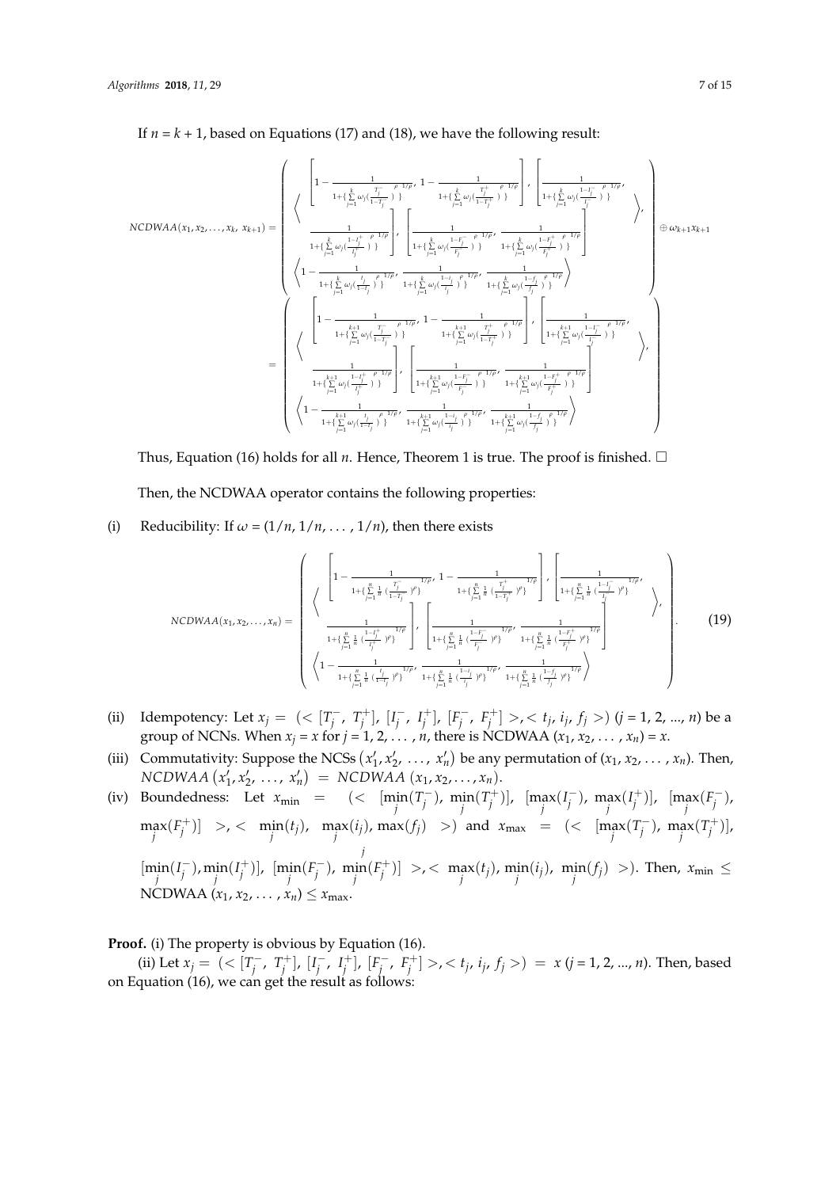If $n = k + 1$, based on Equations (17) and (18), we have the following result:

$$NCDWAA(x_1, x_2, \ldots, x_k, x_{k+1}) = \left( \begin{array}{c} \left\langle \begin{array}{c} \left[ 1 - \frac{1}{1+\{\sum_{j=1}^{k} \omega_j (\frac{T_j^-}{1-T_j^-})^{\rho}\}^{1/\rho}}, 1 - \frac{1}{1+\{\sum_{j=1}^{k} \omega_j (\frac{T_j^+}{1-T_j^+})^{\rho}\}^{1/\rho}} \right], \left[ \frac{1}{1+\{\sum_{j=1}^{k} \omega_j (\frac{1-I_j^-}{I_j^-})^{\rho}\}^{1/\rho}}, \right. \\ \left. \frac{1}{1+\{\sum_{j=1}^{k} \omega_j (\frac{1-I_j^+}{I_j^+})^{\rho}\}^{1/\rho}} \right], \left[ \frac{1}{1+\{\sum_{j=1}^{k} \omega_j (\frac{1-F_j^-}{F_j^-})^{\rho}\}^{1/\rho}}, \frac{1}{1+\{\sum_{j=1}^{k} \omega_j (\frac{1-F_j^+}{F_j^+})^{\rho}\}^{1/\rho}} \right] \end{array} \right\rangle, \\ \left\langle 1 - \frac{1}{1+\{\sum_{j=1}^{k} \omega_j (\frac{t_j}{1-t_j})^{\rho}\}^{1/\rho}}, \frac{1}{1+\{\sum_{j=1}^{k} \omega_j (\frac{1-i_j}{i_j})^{\rho}\}^{1/\rho}}, \frac{1}{1+\{\sum_{j=1}^{k} \omega_j (\frac{1-f_j}{f_j})^{\rho}\}^{1/\rho}} \right\rangle \end{array} \right) \oplus \omega_{k+1} x_{k+1}$$

$$= \left( \begin{array}{c} \left\langle \begin{array}{c} \left[ 1 - \frac{1}{1+\{\sum_{j=1}^{k+1} \omega_j (\frac{T_j^-}{1-T_j^-})^{\rho}\}^{1/\rho}}, 1 - \frac{1}{1+\{\sum_{j=1}^{k+1} \omega_j (\frac{T_j^+}{1-T_j^+})^{\rho}\}^{1/\rho}} \right], \left[ \frac{1}{1+\{\sum_{j=1}^{k+1} \omega_j (\frac{1-I_j^-}{I_j^-})^{\rho}\}^{1/\rho}}, \right. \\ \left. \frac{1}{1+\{\sum_{j=1}^{k+1} \omega_j (\frac{1-I_j^+}{I_j^+})^{\rho}\}^{1/\rho}} \right], \left[ \frac{1}{1+\{\sum_{j=1}^{k+1} \omega_j (\frac{1-F_j^-}{F_j^-})^{\rho}\}^{1/\rho}}, \frac{1}{1+\{\sum_{j=1}^{k+1} \omega_j (\frac{1-F_j^+}{F_j^+})^{\rho}\}^{1/\rho}} \right] \end{array} \right\rangle, \\ \left\langle 1 - \frac{1}{1+\{\sum_{j=1}^{k+1} \omega_j (\frac{t_j}{1-t_j})^{\rho}\}^{1/\rho}}, \frac{1}{1+\{\sum_{j=1}^{k+1} \omega_j (\frac{1-i_j}{i_j})^{\rho}\}^{1/\rho}}, \frac{1}{1+\{\sum_{j=1}^{k+1} \omega_j (\frac{1-f_j}{f_j})^{\rho}\}^{1/\rho}} \right\rangle \end{array} \right)$$

Thus, Equation (16) holds for all $n$. Hence, Theorem 1 is true. The proof is finished. □

Then, the NCDWAA operator contains the following properties:

(i) Reducibility: If $\omega = (1/n, 1/n, \ldots, 1/n)$, then there exists

$$NCDWAA(x_1, x_2, \ldots, x_n) = \left( \begin{array}{c} \left\langle \begin{array}{c} \left[ 1 - \frac{1}{1+\{\sum_{j=1}^{n} \frac{1}{n} (\frac{T_j^-}{1-T_j^-})^{\rho}\}^{1/\rho}}, 1 - \frac{1}{1+\{\sum_{j=1}^{n} \frac{1}{n} (\frac{T_j^+}{1-T_j^+})^{\rho}\}^{1/\rho}} \right], \left[ \frac{1}{1+\{\sum_{j=1}^{n} \frac{1}{n} (\frac{1-I_j^-}{I_j^-})^{\rho}\}^{1/\rho}}, \right. \\ \left. \frac{1}{1+\{\sum_{j=1}^{n} \frac{1}{n} (\frac{1-I_j^+}{I_j^+})^{\rho}\}^{1/\rho}} \right], \left[ \frac{1}{1+\{\sum_{j=1}^{n} \frac{1}{n} (\frac{1-F_j^-}{F_j^-})^{\rho}\}^{1/\rho}}, \frac{1}{1+\{\sum_{j=1}^{n} \frac{1}{n} (\frac{1-F_j^+}{F_j^+})^{\rho}\}^{1/\rho}} \right] \end{array} \right\rangle, \\ \left\langle 1 - \frac{1}{1+\{\sum_{j=1}^{n} \frac{1}{n} (\frac{t_j}{1-t_j})^{\rho}\}^{1/\rho}}, \frac{1}{1+\{\sum_{j=1}^{n} \frac{1}{n} (\frac{1-i_j}{i_j})^{\rho}\}^{1/\rho}}, \frac{1}{1+\{\sum_{j=1}^{n} \frac{1}{n} (\frac{1-f_j}{f_j})^{\rho}\}^{1/\rho}} \right\rangle \end{array} \right). \quad (19)$$

(ii) Idempotency: Let $x_j = (<[T_j^-, T_j^+], [I_j^-, I_j^+], [F_j^-, F_j^+]>, <t_j, i_j, f_j>)$ ($j$ = 1, 2, ..., $n$) be a group of NCNs. When $x_j = x$ for $j = 1, 2, \ldots, n$, there is NCDWAA ($x_1, x_2, \ldots, x_n$) = $x$.

(iii) Commutativity: Suppose the NCSs $(x'_1, x'_2, \ldots, x'_n)$ be any permutation of $(x_1, x_2, \ldots, x_n)$. Then, $NCDWAA\,(x'_1, x'_2, \ldots, x'_n) = NCDWAA\,(x_1, x_2, \ldots, x_n)$.

(iv) Boundedness: Let $x_{\min} = (<[\min_j(T_j^-), \min_j(T_j^+)], [\max_j(I_j^-), \max_j(I_j^+)], [\max_j(F_j^-), \max_j(F_j^+)]>, <\min_j(t_j), \max_j(i_j), \max_j(f_j)>)$ and $x_{\max} = (<[\max_j(T_j^-), \max_j(T_j^+)], [\min_j(I_j^-), \min_j(I_j^+)], [\min_j(F_j^-), \min_j(F_j^+)]>, <\max_j(t_j), \min_j(i_j), \min_j(f_j)>)$. Then, $x_{\min} \leq$ NCDWAA $(x_1, x_2, \ldots, x_n) \leq x_{\max}$.

**Proof.** (i) The property is obvious by Equation (16).

(ii) Let $x_j = (<[T_j^-, T_j^+], [I_j^-, I_j^+], [F_j^-, F_j^+]>, <t_j, i_j, f_j>) = x$ ($j$ = 1, 2, ..., $n$). Then, based on Equation (16), we can get the result as follows: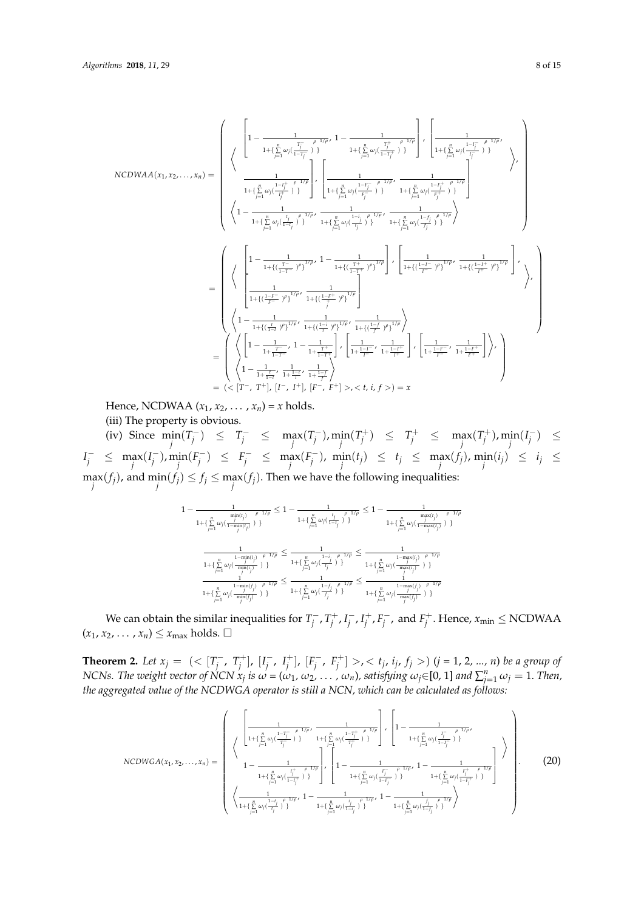$$
NCDWAA(x_1,x_2,\ldots,x_n) = \left( \begin{array}{c} \left\langle \begin{array}{c} \left[1-\frac{1}{1+\{\sum_{j=1}^{n}\omega_j(\frac{T_j^-}{1-T_j^-})^{\rho}\}^{1/\rho}},\ 1-\frac{1}{1+\{\sum_{j=1}^{n}\omega_j(\frac{T_j^+}{1-T_j^+})^{\rho}\}^{1/\rho}}\right],\ \left[\frac{1}{1+\{\sum_{j=1}^{n}\omega_j(\frac{1-I_j^-}{I_j^-})^{\rho}\}^{1/\rho}},\right. \\ \left.\frac{1}{1+\{\sum_{j=1}^{n}\omega_j(\frac{1-I_j^+}{I_j^+})^{\rho}\}^{1/\rho}}\right],\ \left[\frac{1}{1+\{\sum_{j=1}^{n}\omega_j(\frac{1-F_j^-}{F_j^-})^{\rho}\}^{1/\rho}},\ \frac{1}{1+\{\sum_{j=1}^{n}\omega_j(\frac{1-F_j^+}{F_j^+})^{\rho}\}^{1/\rho}}\right] \end{array} \right\rangle, \\ \left\langle 1-\frac{1}{1+\{\sum_{j=1}^{n}\omega_j(\frac{t_j}{1-t_j})^{\rho}\}^{1/\rho}},\ \frac{1}{1+\{\sum_{j=1}^{n}\omega_j(\frac{1-i_j}{i_j})^{\rho}\}^{1/\rho}},\ \frac{1}{1+\{\sum_{j=1}^{n}\omega_j(\frac{1-f_j}{f_j})^{\rho}\}^{1/\rho}} \right\rangle \end{array} \right)
$$

$$
= \left( \begin{array}{c} \left\langle \begin{array}{c} \left[1-\frac{1}{1+\{(\frac{T^-}{1-T^-})^{\rho}\}^{1/\rho}},\ 1-\frac{1}{1+\{(\frac{T^+}{1-T^+})^{\rho}\}^{1/\rho}}\right],\ \left[\frac{1}{1+\{(\frac{1-I^-}{I^-})^{\rho}\}^{1/\rho}},\ \frac{1}{1+\{(\frac{1-I^+}{I^+})^{\rho}\}^{1/\rho}}\right], \\ \left[\frac{1}{1+\{(\frac{1-F^-}{F^-})^{\rho}\}^{1/\rho}},\ \frac{1}{1+\{(\frac{1-F^+}{F^+_j})^{\rho}\}^{1/\rho}}\right] \end{array} \right\rangle, \\ \left\langle 1-\frac{1}{1+\{(\frac{t}{1-t})^{\rho}\}^{1/\rho}},\ \frac{1}{1+\{(\frac{1-i}{i})^{\rho}\}^{1/\rho}},\ \frac{1}{1+\{(\frac{1-f}{f})^{\rho}\}^{1/\rho}} \right\rangle \end{array} \right)
$$

$$
= \left( \begin{array}{c} \left\langle \left[1-\frac{1}{1+\frac{T^-}{1-T^-}},\ 1-\frac{1}{1+\frac{T^+}{1-T^+}}\right],\ \left[\frac{1}{1+\frac{1-I^-}{I^-}},\ \frac{1}{1+\frac{1-I^+}{I^+}}\right],\ \left[\frac{1}{1+\frac{1-F^-}{F^-}},\ \frac{1}{1+\frac{1-F^+}{F^+}}\right] \right\rangle, \\ \left\langle 1-\frac{1}{1+\frac{t}{1-t}},\ \frac{1}{1+\frac{1-i}{i}},\ \frac{1}{1+\frac{1-f}{f}} \right\rangle \end{array} \right)
$$

$$
= (<[T^-,\ T^+],\ [I^-,\ I^+],\ [F^-,\ F^+]>, <t, i, f>) = x
$$

Hence, NCDWAA $(x_1, x_2, \ldots, x_n) = x$ holds.

(iii) The property is obvious.

(iv) Since $\min_j(T_j^-) \le T_j^- \le \max_j(T_j^-), \min_j(T_j^+) \le T_j^+ \le \max_j(T_j^+), \min_j(I_j^-) \le I_j^- \le \max_j(I_j^-), \min_j(F_j^-) \le F_j^- \le \max_j(F_j^-)$, $\min_j(t_j) \le t_j \le \max_j(f_j)$, $\min_j(i_j) \le i_j \le \max_j(f_j)$, and $\min_j(f_j) \le f_j \le \max_j(f_j)$. Then we have the following inequalities:

$$
1-\frac{1}{1+\{\sum_{j=1}^{n}\omega_j(\frac{\min_j(t_j)}{1-\min_j(t_j)})^{\rho}\}^{1/\rho}} \le 1-\frac{1}{1+\{\sum_{j=1}^{n}\omega_j(\frac{t_j}{1-t_j})^{\rho}\}^{1/\rho}} \le 1-\frac{1}{1+\{\sum_{j=1}^{n}\omega_j(\frac{\max_j(t_j)}{1-\max_j(t_j)})^{\rho}\}^{1/\rho}}
$$

$$
\frac{1}{1+\{\sum_{j=1}^{n}\omega_j(\frac{1-\min_j(i_j)}{\min_j(i_j)})^{\rho}\}^{1/\rho}} \le \frac{1}{1+\{\sum_{j=1}^{n}\omega_j(\frac{1-i_j}{i_j})^{\rho}\}^{1/\rho}} \le \frac{1}{1+\{\sum_{j=1}^{n}\omega_j(\frac{1-\max_j(i_j)}{\max_j(i_j)})^{\rho}\}^{1/\rho}}
$$

$$
\frac{1}{1+\{\sum_{j=1}^{n}\omega_j(\frac{1-\min_j(f_j)}{\min_j(f_j)})^{\rho}\}^{1/\rho}} \le \frac{1}{1+\{\sum_{j=1}^{n}\omega_j(\frac{1-f_j}{f_j})^{\rho}\}^{1/\rho}} \le \frac{1}{1+\{\sum_{j=1}^{n}\omega_j(\frac{1-\max_j(f_j)}{\max_j(f_j)})^{\rho}\}^{1/\rho}}
$$

We can obtain the similar inequalities for $T_j^-, T_j^+, I_j^-, I_j^+, F_j^-$, and $F_j^+$. Hence, $x_{\min} \le$ NCDWAA $(x_1, x_2, \ldots, x_n) \le x_{\max}$ holds. □

**Theorem 2.** *Let $x_j = (<[T_j^-,\ T_j^+],\ [I_j^-,\ I_j^+],\ [F_j^-,\ F_j^+]>, <t_j, i_j, f_j>)$ ($j$ = 1, 2, ..., $n$) be a group of NCNs. The weight vector of NCN $x_j$ is $\omega = (\omega_1, \omega_2, \ldots, \omega_n)$, satisfying $\omega_j \in [0, 1]$ and $\sum_{j=1}^{n}\omega_j = 1$. Then, the aggregated value of the NCDWGA operator is still a NCN, which can be calculated as follows:*

$$
NCDWGA(x_1,x_2,\ldots,x_n) = \left( \begin{array}{c} \left\langle \begin{array}{c} \left[\frac{1}{1+\{\sum_{j=1}^{n}\omega_j(\frac{1-T_j^-}{T_j^-})^{\rho}\}^{1/\rho}},\ \frac{1}{1+\{\sum_{j=1}^{n}\omega_j(\frac{1-T_j^+}{T_j^+})^{\rho}\}^{1/\rho}}\right],\ \left[1-\frac{1}{1+\{\sum_{j=1}^{n}\omega_j(\frac{I_j^-}{1-I_j^-})^{\rho}\}^{1/\rho}},\right. \\ \left.1-\frac{1}{1+\{\sum_{j=1}^{n}\omega_j(\frac{I_j^+}{1-I_j^+})^{\rho}\}^{1/\rho}}\right],\ \left[1-\frac{1}{1+\{\sum_{j=1}^{n}\omega_j(\frac{F_j^-}{1-F_j^-})^{\rho}\}^{1/\rho}},\ 1-\frac{1}{1+\{\sum_{j=1}^{n}\omega_j(\frac{F_j^+}{1-F_j^+})^{\rho}\}^{1/\rho}}\right] \end{array} \right\rangle \\ \left\langle \frac{1}{1+\{\sum_{j=1}^{n}\omega_j(\frac{1-t_j}{t_j})^{\rho}\}^{1/\rho}},\ 1-\frac{1}{1+\{\sum_{j=1}^{n}\omega_j(\frac{i_j}{1-i_j})^{\rho}\}^{1/\rho}},\ 1-\frac{1}{1+\{\sum_{j=1}^{n}\omega_j(\frac{f_j}{1-f_j})^{\rho}\}^{1/\rho}} \right\rangle \end{array} \right). \quad (20)
$$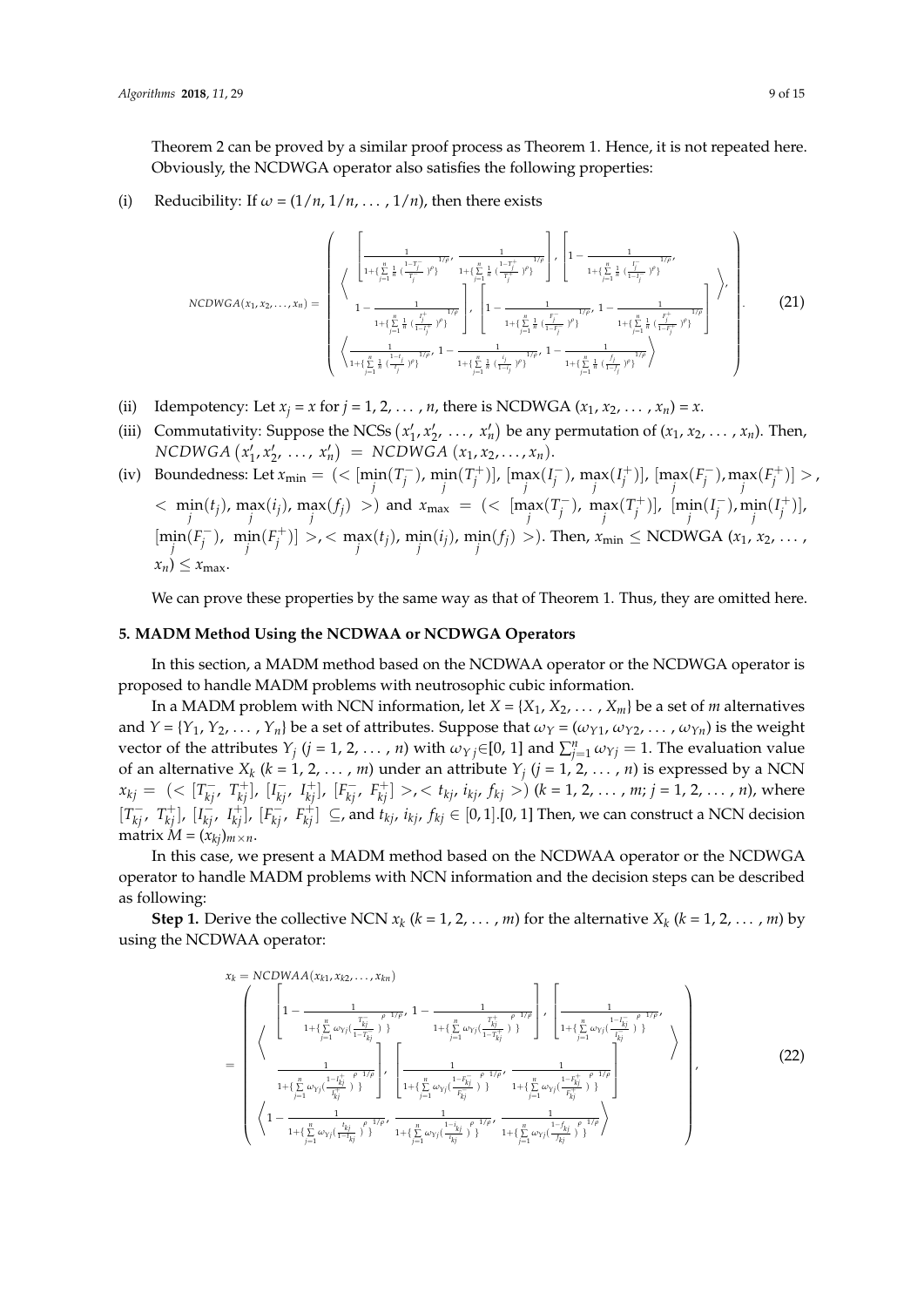Theorem 2 can be proved by a similar proof process as Theorem 1. Hence, it is not repeated here. Obviously, the NCDWGA operator also satisfies the following properties:

(i) Reducibility: If $\omega = (1/n, 1/n, \ldots, 1/n)$, then there exists

$$
NCDWGA(x_1, x_2, \ldots, x_n) = \left( \begin{array}{c} \left\langle \begin{array}{c} \left[ \frac{1}{1+\{\sum_{j=1}^{n} \frac{1}{n}(\frac{1-T_j^-}{T_j^-})^{\rho}\}^{1/\rho}}, \frac{1}{1+\{\sum_{j=1}^{n} \frac{1}{n}(\frac{1-T_j^+}{T_j^+})^{\rho}\}^{1/\rho}} \right], \left[ 1 - \frac{1}{1+\{\sum_{j=1}^{n} \frac{1}{n}(\frac{I_j^-}{1-I_j^-})^{\rho}\}^{1/\rho}}, \right. \\ \left. 1 - \frac{1}{1+\{\sum_{j=1}^{n} \frac{1}{n}(\frac{I_j^+}{1-I_j^+})^{\rho}\}^{1/\rho}} \right], \left[ 1 - \frac{1}{1+\{\sum_{j=1}^{n} \frac{1}{n}(\frac{F_j^-}{1-F_j^-})^{\rho}\}^{1/\rho}}, 1 - \frac{1}{1+\{\sum_{j=1}^{n} \frac{1}{n}(\frac{F_j^+}{1-F_j^+})^{\rho}\}^{1/\rho}} \right] \end{array} \right\rangle, \\ \left\langle \frac{1}{1+\{\sum_{j=1}^{n} \frac{1}{n}(\frac{1-t_j}{t_j})^{\rho}\}^{1/\rho}}, 1 - \frac{1}{1+\{\sum_{j=1}^{n} \frac{1}{n}(\frac{i_j}{1-i_j})^{\rho}\}^{1/\rho}}, 1 - \frac{1}{1+\{\sum_{j=1}^{n} \frac{1}{n}(\frac{f_j}{1-f_j})^{\rho}\}^{1/\rho}} \right\rangle \end{array} \right). \quad (21)
$$

(ii) Idempotency: Let $x_j = x$ for $j = 1, 2, \ldots, n$, there is NCDWGA $(x_1, x_2, \ldots, x_n) = x$.

(iii) Commutativity: Suppose the NCSs $(x'_1, x'_2, \ldots, x'_n)$ be any permutation of $(x_1, x_2, \ldots, x_n)$. Then, $NCDWGA\left(x'_1, x'_2, \ldots, x'_n\right) = NCDWGA\left(x_1, x_2, \ldots, x_n\right)$.

(iv) Boundedness: Let $x_{\min} = (< [\min_j(T_j^-), \min_j(T_j^+)], [\max_j(I_j^-), \max_j(I_j^+)], [\max_j(F_j^-), \max_j(F_j^+)] >, < \min_j(t_j), \max_j(i_j), \max_j(f_j) >)$ and $x_{\max} = (< [\max_j(T_j^-), \max_j(T_j^+)], [\min_j(I_j^-), \min_j(I_j^+)], [\min_j(F_j^-), \min_j(F_j^+)] >, < \max_j(t_j), \min_j(i_j), \min_j(f_j) >)$. Then, $x_{\min} \leq$ NCDWGA $(x_1, x_2, \ldots, x_n) \leq x_{\max}$.

We can prove these properties by the same way as that of Theorem 1. Thus, they are omitted here.

## 5. MADM Method Using the NCDWAA or NCDWGA Operators

In this section, a MADM method based on the NCDWAA operator or the NCDWGA operator is proposed to handle MADM problems with neutrosophic cubic information.

In a MADM problem with NCN information, let $X = \{X_1, X_2, \ldots, X_m\}$ be a set of $m$ alternatives and $Y = \{Y_1, Y_2, \ldots, Y_n\}$ be a set of attributes. Suppose that $\omega_Y = (\omega_{Y1}, \omega_{Y2}, \ldots, \omega_{Yn})$ is the weight vector of the attributes $Y_j$ ($j = 1, 2, \ldots, n$) with $\omega_{Yj} \in [0, 1]$ and $\sum_{j=1}^{n} \omega_{Yj} = 1$. The evaluation value of an alternative $X_k$ ($k = 1, 2, \ldots, m$) under an attribute $Y_j$ ($j = 1, 2, \ldots, n$) is expressed by a NCN $x_{kj} = (< [T_{kj}^-, T_{kj}^+], [I_{kj}^-, I_{kj}^+], [F_{kj}^-, F_{kj}^+] >, < t_{kj}, i_{kj}, f_{kj} >)$ ($k = 1, 2, \ldots, m$; $j = 1, 2, \ldots, n$), where $[T_{kj}^-, T_{kj}^+]$, $[I_{kj}^-, I_{kj}^+]$, $[F_{kj}^-, F_{kj}^+] \subseteq$, and $t_{kj}, i_{kj}, f_{kj} \in [0, 1]$.[0, 1] Then, we can construct a NCN decision matrix $M = (x_{kj})_{m \times n}$.

In this case, we present a MADM method based on the NCDWAA operator or the NCDWGA operator to handle MADM problems with NCN information and the decision steps can be described as following:

**Step 1.** Derive the collective NCN $x_k$ ($k = 1, 2, \ldots, m$) for the alternative $X_k$ ($k = 1, 2, \ldots, m$) by using the NCDWAA operator:

$$
\begin{aligned}
x_k &= NCDWAA(x_{k1}, x_{k2}, \ldots, x_{kn}) \\
&= \left( \begin{array}{c} \left\langle \begin{array}{c} \left[ 1 - \frac{1}{1+\{\sum_{j=1}^{n} \omega_{Yj}(\frac{T_{kj}^-}{1-T_{kj}^-})^{\rho}\}^{1/\rho}}, 1 - \frac{1}{1+\{\sum_{j=1}^{n} \omega_{Yj}(\frac{T_{kj}^+}{1-T_{kj}^+})^{\rho}\}^{1/\rho}} \right], \left[ \frac{1}{1+\{\sum_{j=1}^{n} \omega_{Yj}(\frac{1-I_{kj}^-}{I_{kj}^-})^{\rho}\}^{1/\rho}}, \right. \\ \left. \frac{1}{1+\{\sum_{j=1}^{n} \omega_{Yj}(\frac{1-I_{kj}^+}{I_{kj}^+})^{\rho}\}^{1/\rho}} \right], \left[ \frac{1}{1+\{\sum_{j=1}^{n} \omega_{Yj}(\frac{1-F_{kj}^-}{F_{kj}^-})^{\rho}\}^{1/\rho}}, \frac{1}{1+\{\sum_{j=1}^{n} \omega_{Yj}(\frac{1-F_{kj}^+}{F_{kj}^+})^{\rho}\}^{1/\rho}} \right] \end{array} \right\rangle \\ \left\langle 1 - \frac{1}{1+\{\sum_{j=1}^{n} \omega_{Yj}(\frac{t_{kj}}{1-t_{kj}})^{\rho}\}^{1/\rho}}, \frac{1}{1+\{\sum_{j=1}^{n} \omega_{Yj}(\frac{1-i_{kj}}{i_{kj}})^{\rho}\}^{1/\rho}}, \frac{1}{1+\{\sum_{j=1}^{n} \omega_{Yj}(\frac{1-f_{kj}}{f_{kj}})^{\rho}\}^{1/\rho}} \right\rangle \end{array} \right),
\end{aligned} \quad (22)
$$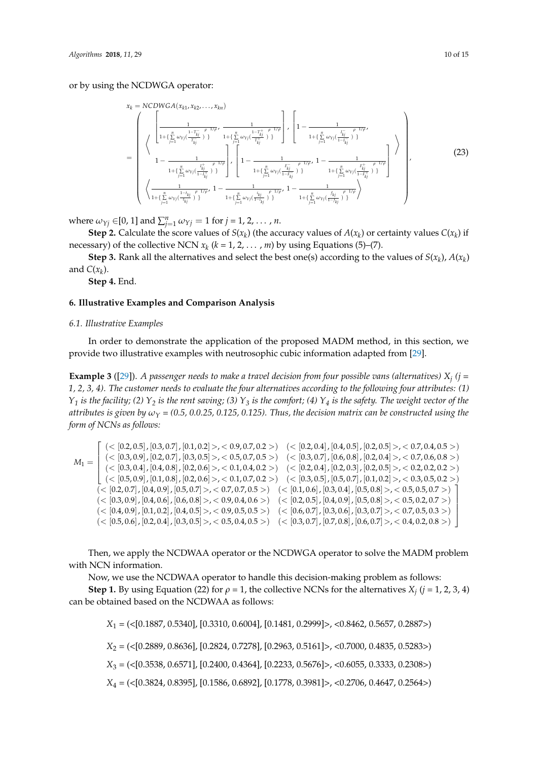or by using the NCDWGA operator:

$$
x_k = NCDWGA(x_{k1}, x_{k2}, \ldots, x_{kn})
$$
$$
= \left( \begin{array}{c} \left\langle \begin{array}{l} \left[ \frac{1}{1+\{\sum_{j=1}^{n} \omega_{Yj}(\frac{1-T_{kj}^{-}}{T_{kj}^{-}})^{\rho}\}^{1/\rho}}, \frac{1}{1+\{\sum_{j=1}^{n} \omega_{Yj}(\frac{1-T_{kj}^{+}}{T_{kj}^{+}})^{\rho}\}^{1/\rho}} \right], \left[ 1 - \frac{1}{1+\{\sum_{j=1}^{n} \omega_{Yj}(\frac{I_{kj}^{-}}{1-I_{kj}^{-}})^{\rho}\}^{1/\rho}}, \right. \\ \left. 1 - \frac{1}{1+\{\sum_{j=1}^{n} \omega_{Yj}(\frac{I_{kj}^{+}}{1-I_{kj}^{+}})^{\rho}\}^{1/\rho}} \right], \left[ 1 - \frac{1}{1+\{\sum_{j=1}^{n} \omega_{Yj}(\frac{F_{kj}^{-}}{1-F_{kj}^{-}})^{\rho}\}^{1/\rho}}, 1 - \frac{1}{1+\{\sum_{j=1}^{n} \omega_{Yj}(\frac{F_{kj}^{+}}{1-F_{kj}^{+}})^{\rho}\}^{1/\rho}} \right] \end{array} \right\rangle \\ \left\langle \frac{1}{1+\{\sum_{j=1}^{n} \omega_{Yj}(\frac{1-t_{kj}}{t_{kj}})^{\rho}\}^{1/\rho}}, 1 - \frac{1}{1+\{\sum_{j=1}^{n} \omega_{Yj}(\frac{i_{kj}}{1-i_{kj}})^{\rho}\}^{1/\rho}}, 1 - \frac{1}{1+\{\sum_{j=1}^{n} \omega_{Yj}(\frac{f_{kj}}{1-f_{kj}})^{\rho}\}^{1/\rho}} \right\rangle \end{array} \right), \quad (23)
$$

where $\omega_{Yj} \in [0, 1]$ and $\sum_{j=1}^{n} \omega_{Yj} = 1$ for $j = 1, 2, \ldots, n$.

**Step 2.** Calculate the score values of $S(x_k)$ (the accuracy values of $A(x_k)$ or certainty values $C(x_k)$ if necessary) of the collective NCN $x_k$ ($k = 1, 2, \ldots, m$) by using Equations (5)–(7).

**Step 3.** Rank all the alternatives and select the best one(s) according to the values of $S(x_k)$, $A(x_k)$ and $C(x_k)$.

**Step 4.** End.

## 6. Illustrative Examples and Comparison Analysis

### 6.1. Illustrative Examples

In order to demonstrate the application of the proposed MADM method, in this section, we provide two illustrative examples with neutrosophic cubic information adapted from [29].

**Example 3** ([29]). *A passenger needs to make a travel decision from four possible vans (alternatives) $X_j$ ($j$ = 1, 2, 3, 4). The customer needs to evaluate the four alternatives according to the following four attributes: (1) $Y_1$ is the facility; (2) $Y_2$ is the rent saving; (3) $Y_3$ is the comfort; (4) $Y_4$ is the safety. The weight vector of the attributes is given by $\omega_Y$ = (0.5, 0.0.25, 0.125, 0.125). Thus, the decision matrix can be constructed using the form of NCNs as follows:*

$$
M_1 = \left[ \begin{array}{llll} (<[0.2,0.5],[0.3,0.7],[0.1,0.2]>,<0.9,0.7,0.2>) & (<[0.2,0.4],[0.4,0.5],[0.2,0.5]>,<0.7,0.4,0.5>) & (<[0.2,0.7],[0.4,0.9],[0.5,0.7]>,<0.7,0.7,0.5>) & (<[0.1,0.6],[0.3,0.4],[0.5,0.8]>,<0.5,0.5,0.7>) \\ (<[0.3,0.9],[0.2,0.7],[0.3,0.5]>,<0.5,0.7,0.5>) & (<[0.3,0.7],[0.6,0.8],[0.2,0.4]>,<0.7,0.6,0.8>) & (<[0.3,0.9],[0.4,0.6],[0.6,0.8]>,<0.9,0.4,0.6>) & (<[0.2,0.5],[0.4,0.9],[0.5,0.8]>,<0.5,0.2,0.7>) \\ (<[0.3,0.4],[0.4,0.8],[0.2,0.6]>,<0.1,0.4,0.2>) & (<[0.2,0.4],[0.2,0.3],[0.2,0.5]>,<0.2,0.2,0.2>) & (<[0.4,0.9],[0.1,0.2],[0.4,0.5]>,<0.9,0.5,0.5>) & (<[0.6,0.7],[0.3,0.6],[0.3,0.7]>,<0.7,0.5,0.3>) \\ (<[0.5,0.9],[0.1,0.8],[0.2,0.6]>,<0.1,0.7,0.2>) & (<[0.3,0.5],[0.5,0.7],[0.1,0.2]>,<0.3,0.5,0.2>) & (<[0.5,0.6],[0.2,0.4],[0.3,0.5]>,<0.5,0.4,0.5>) & (<[0.3,0.7],[0.7,0.8],[0.6,0.7]>,<0.4,0.2,0.8>) \end{array} \right]
$$

Then, we apply the NCDWAA operator or the NCDWGA operator to solve the MADM problem with NCN information.

Now, we use the NCDWAA operator to handle this decision-making problem as follows:

**Step 1.** By using Equation (22) for $\rho$ = 1, the collective NCNs for the alternatives $X_j$ ($j$ = 1, 2, 3, 4) can be obtained based on the NCDWAA as follows:

$X_1$ = (<[0.1887, 0.5340], [0.3310, 0.6004], [0.1481, 0.2999]>, <0.8462, 0.5657, 0.2887>)

$X_2$ = (<[0.2889, 0.8636], [0.2824, 0.7278], [0.2963, 0.5161]>, <0.7000, 0.4835, 0.5283>)

$X_3$ = (<[0.3538, 0.6571], [0.2400, 0.4364], [0.2233, 0.5676]>, <0.6055, 0.3333, 0.2308>)

$X_4$ = (<[0.3824, 0.8395], [0.1586, 0.6892], [0.1778, 0.3981]>, <0.2706, 0.4647, 0.2564>)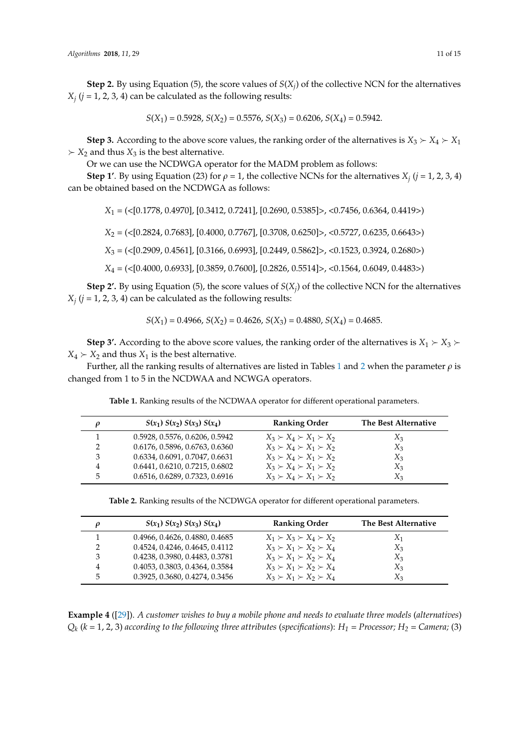**Step 2.** By using Equation (5), the score values of $S(X_j)$ of the collective NCN for the alternatives $X_j$ ($j$ = 1, 2, 3, 4) can be calculated as the following results:

$$S(X_1) = 0.5928,\ S(X_2) = 0.5576,\ S(X_3) = 0.6206,\ S(X_4) = 0.5942.$$

**Step 3.** According to the above score values, the ranking order of the alternatives is $X_3 \succ X_4 \succ X_1 \succ X_2$ and thus $X_3$ is the best alternative.

Or we can use the NCDWGA operator for the MADM problem as follows:

**Step 1′.** By using Equation (23) for $\rho$ = 1, the collective NCNs for the alternatives $X_j$ ($j$ = 1, 2, 3, 4) can be obtained based on the NCDWGA as follows:

$$X_1 = (<[0.1778, 0.4970], [0.3412, 0.7241], [0.2690, 0.5385]>, <0.7456, 0.6364, 0.4419>)$$

$$X_2 = (<[0.2824, 0.7683], [0.4000, 0.7767], [0.3708, 0.6250]>, <0.5727, 0.6235, 0.6643>)$$

$$X_3 = (<[0.2909, 0.4561], [0.3166, 0.6993], [0.2449, 0.5862]>, <0.1523, 0.3924, 0.2680>)$$

$$X_4 = (<[0.4000, 0.6933], [0.3859, 0.7600], [0.2826, 0.5514]>, <0.1564, 0.6049, 0.4483>)$$

**Step 2′.** By using Equation (5), the score values of $S(X_j)$ of the collective NCN for the alternatives $X_j$ ($j$ = 1, 2, 3, 4) can be calculated as the following results:

$$S(X_1) = 0.4966,\ S(X_2) = 0.4626,\ S(X_3) = 0.4880,\ S(X_4) = 0.4685.$$

**Step 3′.** According to the above score values, the ranking order of the alternatives is $X_1 \succ X_3 \succ X_4 \succ X_2$ and thus $X_1$ is the best alternative.

Further, all the ranking results of alternatives are listed in Tables 1 and 2 when the parameter $\rho$ is changed from 1 to 5 in the NCDWAA and NCWGA operators.

**Table 1.** Ranking results of the NCDWAA operator for different operational parameters.

| $\rho$ | $S(x_1)$ $S(x_2)$ $S(x_3)$ $S(x_4)$ | Ranking Order | The Best Alternative |
|---|---|---|---|
| 1 | 0.5928, 0.5576, 0.6206, 0.5942 | $X_3 \succ X_4 \succ X_1 \succ X_2$ | $X_3$ |
| 2 | 0.6176, 0.5896, 0.6763, 0.6360 | $X_3 \succ X_4 \succ X_1 \succ X_2$ | $X_3$ |
| 3 | 0.6334, 0.6091, 0.7047, 0.6631 | $X_3 \succ X_4 \succ X_1 \succ X_2$ | $X_3$ |
| 4 | 0.6441, 0.6210, 0.7215, 0.6802 | $X_3 \succ X_4 \succ X_1 \succ X_2$ | $X_3$ |
| 5 | 0.6516, 0.6289, 0.7323, 0.6916 | $X_3 \succ X_4 \succ X_1 \succ X_2$ | $X_3$ |

**Table 2.** Ranking results of the NCDWGA operator for different operational parameters.

| $\rho$ | $S(x_1)$ $S(x_2)$ $S(x_3)$ $S(x_4)$ | Ranking Order | The Best Alternative |
|---|---|---|---|
| 1 | 0.4966, 0.4626, 0.4880, 0.4685 | $X_1 \succ X_3 \succ X_4 \succ X_2$ | $X_1$ |
| 2 | 0.4524, 0.4246, 0.4645, 0.4112 | $X_3 \succ X_1 \succ X_2 \succ X_4$ | $X_3$ |
| 3 | 0.4238, 0.3980, 0.4483, 0.3781 | $X_3 \succ X_1 \succ X_2 \succ X_4$ | $X_3$ |
| 4 | 0.4053, 0.3803, 0.4364, 0.3584 | $X_3 \succ X_1 \succ X_2 \succ X_4$ | $X_3$ |
| 5 | 0.3925, 0.3680, 0.4274, 0.3456 | $X_3 \succ X_1 \succ X_2 \succ X_4$ | $X_3$ |

**Example 4** ([29]). *A customer wishes to buy a mobile phone and needs to evaluate three models (alternatives) $Q_k$ ($k$ = 1, 2, 3) according to the following three attributes (specifications): $H_1$ = Processor; $H_2$ = Camera;* (3)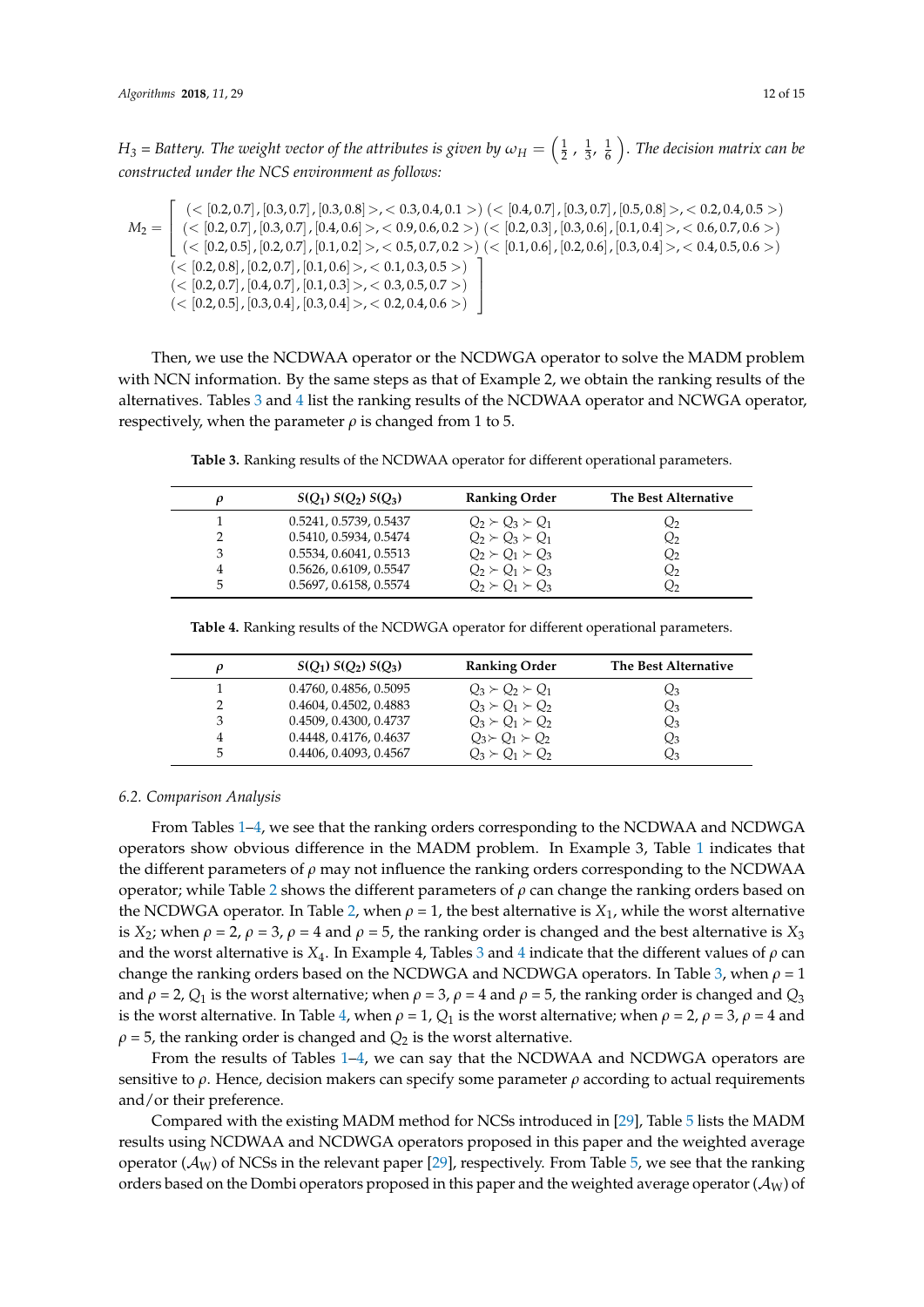$H_3$ = *Battery. The weight vector of the attributes is given by* $\omega_H = \left(\frac{1}{2}, \frac{1}{3}, \frac{1}{6}\right)$. *The decision matrix can be constructed under the NCS environment as follows:*

$$M_2 = \begin{bmatrix} (<[0.2,0.7],[0.3,0.7],[0.3,0.8]>,<0.3,0.4,0.1>) & (<[0.4,0.7],[0.3,0.7],[0.5,0.8]>,<0.2,0.4,0.5>) \\ (<[0.2,0.7],[0.3,0.7],[0.4,0.6]>,<0.9,0.6,0.2>) & (<[0.2,0.3],[0.3,0.6],[0.1,0.4]>,<0.6,0.7,0.6>) \\ (<[0.2,0.5],[0.2,0.7],[0.1,0.2]>,<0.5,0.7,0.2>) & (<[0.1,0.6],[0.2,0.6],[0.3,0.4]>,<0.4,0.5,0.6>) \end{bmatrix}$$
$$\begin{bmatrix} (<[0.2,0.8],[0.2,0.7],[0.1,0.6]>,<0.1,0.3,0.5>) \\ (<[0.2,0.7],[0.4,0.7],[0.1,0.3]>,<0.3,0.5,0.7>) \\ (<[0.2,0.5],[0.3,0.4],[0.3,0.4]>,<0.2,0.4,0.6>) \end{bmatrix}$$

Then, we use the NCDWAA operator or the NCDWGA operator to solve the MADM problem with NCN information. By the same steps as that of Example 2, we obtain the ranking results of the alternatives. Tables 3 and 4 list the ranking results of the NCDWAA operator and NCWGA operator, respectively, when the parameter $\rho$ is changed from 1 to 5.

**Table 3.** Ranking results of the NCDWAA operator for different operational parameters.

| $\rho$ | $S(Q_1)$ $S(Q_2)$ $S(Q_3)$ | Ranking Order | The Best Alternative |
|---|---|---|---|
| 1 | 0.5241, 0.5739, 0.5437 | $Q_2 \succ Q_3 \succ Q_1$ | $Q_2$ |
| 2 | 0.5410, 0.5934, 0.5474 | $Q_2 \succ Q_3 \succ Q_1$ | $Q_2$ |
| 3 | 0.5534, 0.6041, 0.5513 | $Q_2 \succ Q_1 \succ Q_3$ | $Q_2$ |
| 4 | 0.5626, 0.6109, 0.5547 | $Q_2 \succ Q_1 \succ Q_3$ | $Q_2$ |
| 5 | 0.5697, 0.6158, 0.5574 | $Q_2 \succ Q_1 \succ Q_3$ | $Q_2$ |

**Table 4.** Ranking results of the NCDWGA operator for different operational parameters.

| $\rho$ | $S(Q_1)$ $S(Q_2)$ $S(Q_3)$ | Ranking Order | The Best Alternative |
|---|---|---|---|
| 1 | 0.4760, 0.4856, 0.5095 | $Q_3 \succ Q_2 \succ Q_1$ | $Q_3$ |
| 2 | 0.4604, 0.4502, 0.4883 | $Q_3 \succ Q_1 \succ Q_2$ | $Q_3$ |
| 3 | 0.4509, 0.4300, 0.4737 | $Q_3 \succ Q_1 \succ Q_2$ | $Q_3$ |
| 4 | 0.4448, 0.4176, 0.4637 | $Q_3 \succ Q_1 \succ Q_2$ | $Q_3$ |
| 5 | 0.4406, 0.4093, 0.4567 | $Q_3 \succ Q_1 \succ Q_2$ | $Q_3$ |

### 6.2. Comparison Analysis

From Tables 1–4, we see that the ranking orders corresponding to the NCDWAA and NCDWGA operators show obvious difference in the MADM problem. In Example 3, Table 1 indicates that the different parameters of $\rho$ may not influence the ranking orders corresponding to the NCDWAA operator; while Table 2 shows the different parameters of $\rho$ can change the ranking orders based on the NCDWGA operator. In Table 2, when $\rho$ = 1, the best alternative is $X_1$, while the worst alternative is $X_2$; when $\rho$ = 2, $\rho$ = 3, $\rho$ = 4 and $\rho$ = 5, the ranking order is changed and the best alternative is $X_3$ and the worst alternative is $X_4$. In Example 4, Tables 3 and 4 indicate that the different values of $\rho$ can change the ranking orders based on the NCDWGA and NCDWGA operators. In Table 3, when $\rho$ = 1 and $\rho$ = 2, $Q_1$ is the worst alternative; when $\rho$ = 3, $\rho$ = 4 and $\rho$ = 5, the ranking order is changed and $Q_3$ is the worst alternative. In Table 4, when $\rho$ = 1, $Q_1$ is the worst alternative; when $\rho$ = 2, $\rho$ = 3, $\rho$ = 4 and $\rho$ = 5, the ranking order is changed and $Q_2$ is the worst alternative.

From the results of Tables 1–4, we can say that the NCDWAA and NCDWGA operators are sensitive to $\rho$. Hence, decision makers can specify some parameter $\rho$ according to actual requirements and/or their preference.

Compared with the existing MADM method for NCSs introduced in [29], Table 5 lists the MADM results using NCDWAA and NCDWGA operators proposed in this paper and the weighted average operator ($\mathcal{A}_W$) of NCSs in the relevant paper [29], respectively. From Table 5, we see that the ranking orders based on the Dombi operators proposed in this paper and the weighted average operator ($\mathcal{A}_W$) of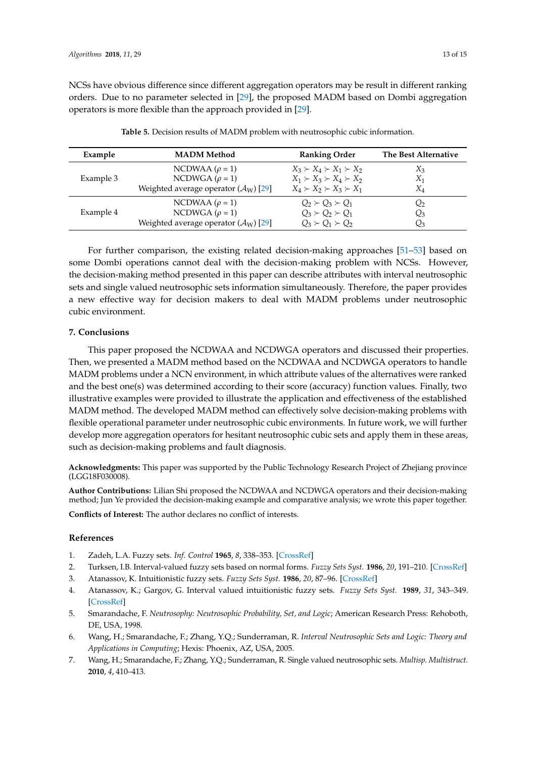NCSs have obvious difference since different aggregation operators may be result in different ranking orders. Due to no parameter selected in [29], the proposed MADM based on Dombi aggregation operators is more flexible than the approach provided in [29].

**Table 5.** Decision results of MADM problem with neutrosophic cubic information.

| Example | MADM Method | Ranking Order | The Best Alternative |
|---|---|---|---|
| Example 3 | NCDWAA ($\rho = 1$) | $X_3 \succ X_4 \succ X_1 \succ X_2$ | $X_3$ |
| | NCDWGA ($\rho = 1$) | $X_1 \succ X_3 \succ X_4 \succ X_2$ | $X_1$ |
| | Weighted average operator ($\mathcal{A}_W$) [29] | $X_4 \succ X_2 \succ X_3 \succ X_1$ | $X_4$ |
| Example 4 | NCDWAA ($\rho = 1$) | $Q_2 \succ Q_3 \succ Q_1$ | $Q_2$ |
| | NCDWGA ($\rho = 1$) | $Q_3 \succ Q_2 \succ Q_1$ | $Q_3$ |
| | Weighted average operator ($\mathcal{A}_W$) [29] | $Q_3 \succ Q_1 \succ Q_2$ | $Q_3$ |

For further comparison, the existing related decision-making approaches [51–53] based on some Dombi operations cannot deal with the decision-making problem with NCSs. However, the decision-making method presented in this paper can describe attributes with interval neutrosophic sets and single valued neutrosophic sets information simultaneously. Therefore, the paper provides a new effective way for decision makers to deal with MADM problems under neutrosophic cubic environment.

## 7. Conclusions

This paper proposed the NCDWAA and NCDWGA operators and discussed their properties. Then, we presented a MADM method based on the NCDWAA and NCDWGA operators to handle MADM problems under a NCN environment, in which attribute values of the alternatives were ranked and the best one(s) was determined according to their score (accuracy) function values. Finally, two illustrative examples were provided to illustrate the application and effectiveness of the established MADM method. The developed MADM method can effectively solve decision-making problems with flexible operational parameter under neutrosophic cubic environments. In future work, we will further develop more aggregation operators for hesitant neutrosophic cubic sets and apply them in these areas, such as decision-making problems and fault diagnosis.

**Acknowledgments:** This paper was supported by the Public Technology Research Project of Zhejiang province (LGG18F030008).

**Author Contributions:** Lilian Shi proposed the NCDWAA and NCDWGA operators and their decision-making method; Jun Ye provided the decision-making example and comparative analysis; we wrote this paper together.

**Conflicts of Interest:** The author declares no conflict of interests.

## References

1. Zadeh, L.A. Fuzzy sets. *Inf. Control* **1965**, *8*, 338–353. [CrossRef]
2. Turksen, I.B. Interval-valued fuzzy sets based on normal forms. *Fuzzy Sets Syst.* **1986**, *20*, 191–210. [CrossRef]
3. Atanassov, K. Intuitionistic fuzzy sets. *Fuzzy Sets Syst.* **1986**, *20*, 87–96. [CrossRef]
4. Atanassov, K.; Gargov, G. Interval valued intuitionistic fuzzy sets. *Fuzzy Sets Syst.* **1989**, *31*, 343–349. [CrossRef]
5. Smarandache, F. *Neutrosophy: Neutrosophic Probability, Set, and Logic*; American Research Press: Rehoboth, DE, USA, 1998.
6. Wang, H.; Smarandache, F.; Zhang, Y.Q.; Sunderraman, R. *Interval Neutrosophic Sets and Logic: Theory and Applications in Computing*; Hexis: Phoenix, AZ, USA, 2005.
7. Wang, H.; Smarandache, F.; Zhang, Y.Q.; Sunderraman, R. Single valued neutrosophic sets. *Multisp. Multistruct.* **2010**, *4*, 410–413.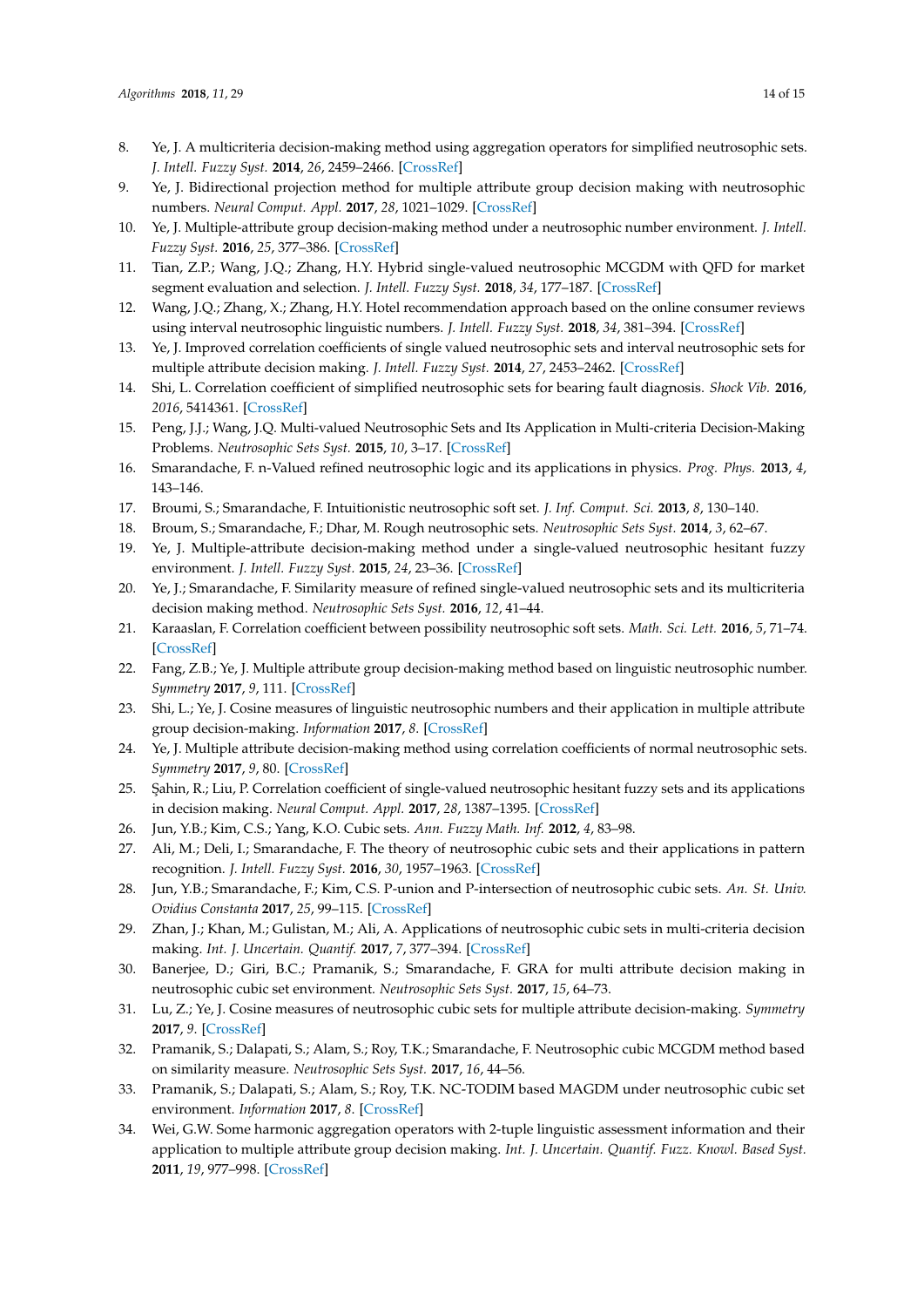8. Ye, J. A multicriteria decision-making method using aggregation operators for simplified neutrosophic sets. *J. Intell. Fuzzy Syst.* **2014**, *26*, 2459–2466. [CrossRef]
9. Ye, J. Bidirectional projection method for multiple attribute group decision making with neutrosophic numbers. *Neural Comput. Appl.* **2017**, *28*, 1021–1029. [CrossRef]
10. Ye, J. Multiple-attribute group decision-making method under a neutrosophic number environment. *J. Intell. Fuzzy Syst.* **2016**, *25*, 377–386. [CrossRef]
11. Tian, Z.P.; Wang, J.Q.; Zhang, H.Y. Hybrid single-valued neutrosophic MCGDM with QFD for market segment evaluation and selection. *J. Intell. Fuzzy Syst.* **2018**, *34*, 177–187. [CrossRef]
12. Wang, J.Q.; Zhang, X.; Zhang, H.Y. Hotel recommendation approach based on the online consumer reviews using interval neutrosophic linguistic numbers. *J. Intell. Fuzzy Syst.* **2018**, *34*, 381–394. [CrossRef]
13. Ye, J. Improved correlation coefficients of single valued neutrosophic sets and interval neutrosophic sets for multiple attribute decision making. *J. Intell. Fuzzy Syst.* **2014**, *27*, 2453–2462. [CrossRef]
14. Shi, L. Correlation coefficient of simplified neutrosophic sets for bearing fault diagnosis. *Shock Vib.* **2016**, *2016*, 5414361. [CrossRef]
15. Peng, J.J.; Wang, J.Q. Multi-valued Neutrosophic Sets and Its Application in Multi-criteria Decision-Making Problems. *Neutrosophic Sets Syst.* **2015**, *10*, 3–17. [CrossRef]
16. Smarandache, F. n-Valued refined neutrosophic logic and its applications in physics. *Prog. Phys.* **2013**, *4*, 143–146.
17. Broumi, S.; Smarandache, F. Intuitionistic neutrosophic soft set. *J. Inf. Comput. Sci.* **2013**, *8*, 130–140.
18. Broum, S.; Smarandache, F.; Dhar, M. Rough neutrosophic sets. *Neutrosophic Sets Syst.* **2014**, *3*, 62–67.
19. Ye, J. Multiple-attribute decision-making method under a single-valued neutrosophic hesitant fuzzy environment. *J. Intell. Fuzzy Syst.* **2015**, *24*, 23–36. [CrossRef]
20. Ye, J.; Smarandache, F. Similarity measure of refined single-valued neutrosophic sets and its multicriteria decision making method. *Neutrosophic Sets Syst.* **2016**, *12*, 41–44.
21. Karaaslan, F. Correlation coefficient between possibility neutrosophic soft sets. *Math. Sci. Lett.* **2016**, *5*, 71–74. [CrossRef]
22. Fang, Z.B.; Ye, J. Multiple attribute group decision-making method based on linguistic neutrosophic number. *Symmetry* **2017**, *9*, 111. [CrossRef]
23. Shi, L.; Ye, J. Cosine measures of linguistic neutrosophic numbers and their application in multiple attribute group decision-making. *Information* **2017**, *8*. [CrossRef]
24. Ye, J. Multiple attribute decision-making method using correlation coefficients of normal neutrosophic sets. *Symmetry* **2017**, *9*, 80. [CrossRef]
25. Şahin, R.; Liu, P. Correlation coefficient of single-valued neutrosophic hesitant fuzzy sets and its applications in decision making. *Neural Comput. Appl.* **2017**, *28*, 1387–1395. [CrossRef]
26. Jun, Y.B.; Kim, C.S.; Yang, K.O. Cubic sets. *Ann. Fuzzy Math. Inf.* **2012**, *4*, 83–98.
27. Ali, M.; Deli, I.; Smarandache, F. The theory of neutrosophic cubic sets and their applications in pattern recognition. *J. Intell. Fuzzy Syst.* **2016**, *30*, 1957–1963. [CrossRef]
28. Jun, Y.B.; Smarandache, F.; Kim, C.S. P-union and P-intersection of neutrosophic cubic sets. *An. St. Univ. Ovidius Constanta* **2017**, *25*, 99–115. [CrossRef]
29. Zhan, J.; Khan, M.; Gulistan, M.; Ali, A. Applications of neutrosophic cubic sets in multi-criteria decision making. *Int. J. Uncertain. Quantif.* **2017**, *7*, 377–394. [CrossRef]
30. Banerjee, D.; Giri, B.C.; Pramanik, S.; Smarandache, F. GRA for multi attribute decision making in neutrosophic cubic set environment. *Neutrosophic Sets Syst.* **2017**, *15*, 64–73.
31. Lu, Z.; Ye, J. Cosine measures of neutrosophic cubic sets for multiple attribute decision-making. *Symmetry* **2017**, *9*. [CrossRef]
32. Pramanik, S.; Dalapati, S.; Alam, S.; Roy, T.K.; Smarandache, F. Neutrosophic cubic MCGDM method based on similarity measure. *Neutrosophic Sets Syst.* **2017**, *16*, 44–56.
33. Pramanik, S.; Dalapati, S.; Alam, S.; Roy, T.K. NC-TODIM based MAGDM under neutrosophic cubic set environment. *Information* **2017**, *8*. [CrossRef]
34. Wei, G.W. Some harmonic aggregation operators with 2-tuple linguistic assessment information and their application to multiple attribute group decision making. *Int. J. Uncertain. Quantif. Fuzz. Knowl. Based Syst.* **2011**, *19*, 977–998. [CrossRef]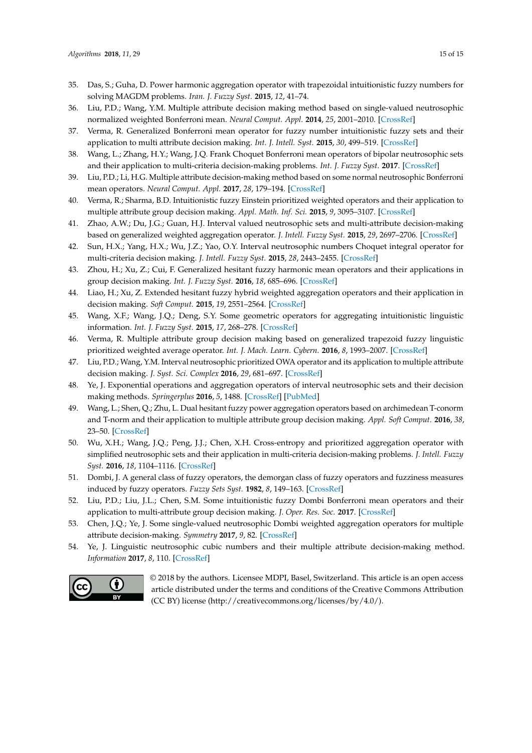35. Das, S.; Guha, D. Power harmonic aggregation operator with trapezoidal intuitionistic fuzzy numbers for solving MAGDM problems. *Iran. J. Fuzzy Syst.* **2015**, *12*, 41–74.
36. Liu, P.D.; Wang, Y.M. Multiple attribute decision making method based on single-valued neutrosophic normalized weighted Bonferroni mean. *Neural Comput. Appl.* **2014**, *25*, 2001–2010. [CrossRef]
37. Verma, R. Generalized Bonferroni mean operator for fuzzy number intuitionistic fuzzy sets and their application to multi attribute decision making. *Int. J. Intell. Syst.* **2015**, *30*, 499–519. [CrossRef]
38. Wang, L.; Zhang, H.Y.; Wang, J.Q. Frank Choquet Bonferroni mean operators of bipolar neutrosophic sets and their application to multi-criteria decision-making problems. *Int. J. Fuzzy Syst.* **2017**. [CrossRef]
39. Liu, P.D.; Li, H.G. Multiple attribute decision-making method based on some normal neutrosophic Bonferroni mean operators. *Neural Comput. Appl.* **2017**, *28*, 179–194. [CrossRef]
40. Verma, R.; Sharma, B.D. Intuitionistic fuzzy Einstein prioritized weighted operators and their application to multiple attribute group decision making. *Appl. Math. Inf. Sci.* **2015**, *9*, 3095–3107. [CrossRef]
41. Zhao, A.W.; Du, J.G.; Guan, H.J. Interval valued neutrosophic sets and multi-attribute decision-making based on generalized weighted aggregation operator. *J. Intell. Fuzzy Syst.* **2015**, *29*, 2697–2706. [CrossRef]
42. Sun, H.X.; Yang, H.X.; Wu, J.Z.; Yao, O.Y. Interval neutrosophic numbers Choquet integral operator for multi-criteria decision making. *J. Intell. Fuzzy Syst.* **2015**, *28*, 2443–2455. [CrossRef]
43. Zhou, H.; Xu, Z.; Cui, F. Generalized hesitant fuzzy harmonic mean operators and their applications in group decision making. *Int. J. Fuzzy Syst.* **2016**, *18*, 685–696. [CrossRef]
44. Liao, H.; Xu, Z. Extended hesitant fuzzy hybrid weighted aggregation operators and their application in decision making. *Soft Comput.* **2015**, *19*, 2551–2564. [CrossRef]
45. Wang, X.F.; Wang, J.Q.; Deng, S.Y. Some geometric operators for aggregating intuitionistic linguistic information. *Int. J. Fuzzy Syst.* **2015**, *17*, 268–278. [CrossRef]
46. Verma, R. Multiple attribute group decision making based on generalized trapezoid fuzzy linguistic prioritized weighted average operator. *Int. J. Mach. Learn. Cybern.* **2016**, *8*, 1993–2007. [CrossRef]
47. Liu, P.D.; Wang, Y.M. Interval neutrosophic prioritized OWA operator and its application to multiple attribute decision making. *J. Syst. Sci. Complex* **2016**, *29*, 681–697. [CrossRef]
48. Ye, J. Exponential operations and aggregation operators of interval neutrosophic sets and their decision making methods. *Springerplus* **2016**, *5*, 1488. [CrossRef] [PubMed]
49. Wang, L.; Shen, Q.; Zhu, L. Dual hesitant fuzzy power aggregation operators based on archimedean T-conorm and T-norm and their application to multiple attribute group decision making. *Appl. Soft Comput.* **2016**, *38*, 23–50. [CrossRef]
50. Wu, X.H.; Wang, J.Q.; Peng, J.J.; Chen, X.H. Cross-entropy and prioritized aggregation operator with simplified neutrosophic sets and their application in multi-criteria decision-making problems. *J. Intell. Fuzzy Syst.* **2016**, *18*, 1104–1116. [CrossRef]
51. Dombi, J. A general class of fuzzy operators, the demorgan class of fuzzy operators and fuzziness measures induced by fuzzy operators. *Fuzzy Sets Syst.* **1982**, *8*, 149–163. [CrossRef]
52. Liu, P.D.; Liu, J.L.; Chen, S.M. Some intuitionistic fuzzy Dombi Bonferroni mean operators and their application to multi-attribute group decision making. *J. Oper. Res. Soc.* **2017**. [CrossRef]
53. Chen, J.Q.; Ye, J. Some single-valued neutrosophic Dombi weighted aggregation operators for multiple attribute decision-making. *Symmetry* **2017**, *9*, 82. [CrossRef]
54. Ye, J. Linguistic neutrosophic cubic numbers and their multiple attribute decision-making method. *Information* **2017**, *8*, 110. [CrossRef]

© 2018 by the authors. Licensee MDPI, Basel, Switzerland. This article is an open access article distributed under the terms and conditions of the Creative Commons Attribution (CC BY) license (http://creativecommons.org/licenses/by/4.0/).